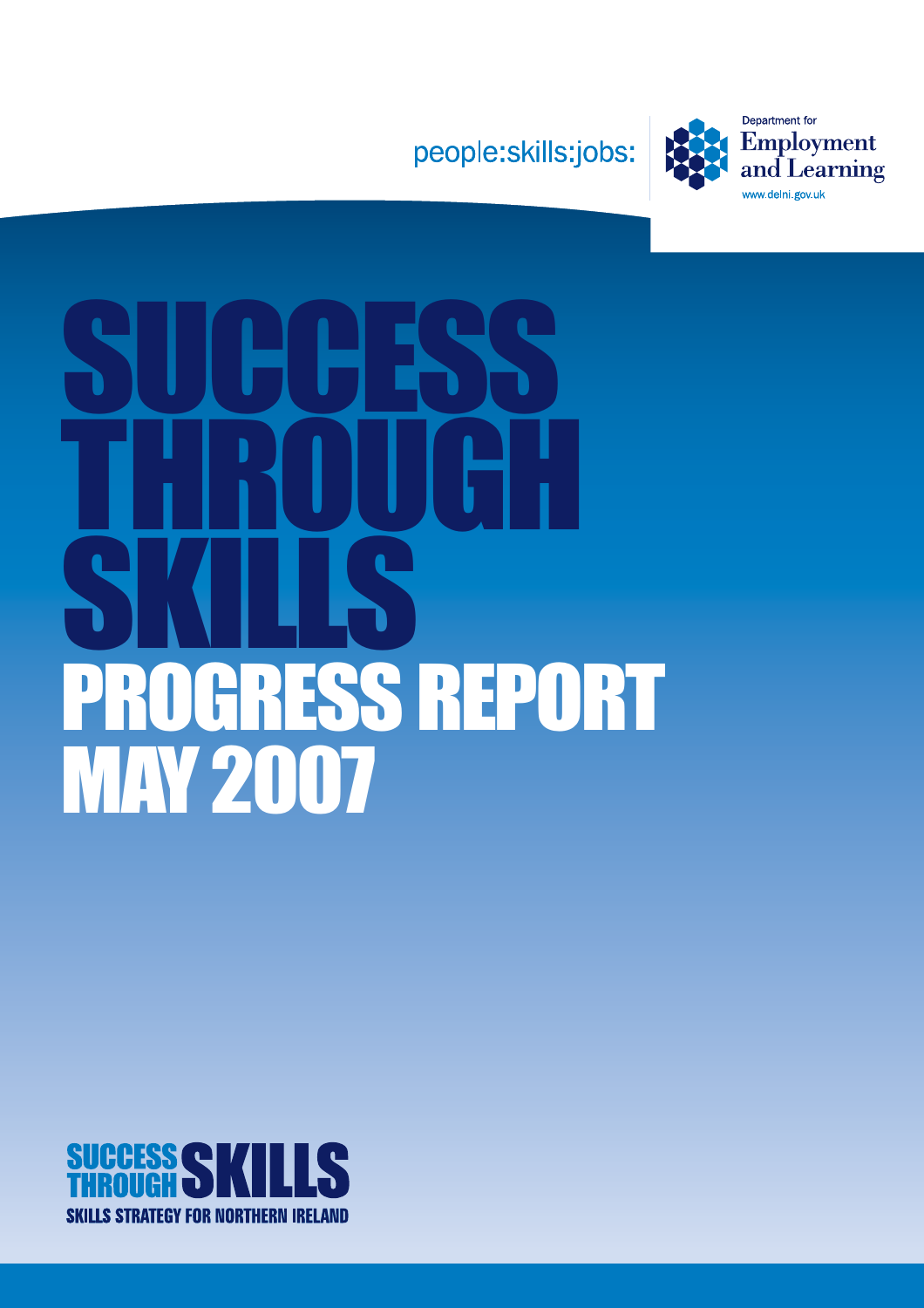people:skills:jobs:

Department for
Employment
and Learning
www.delni.gov.uk

# SUCCESS THROUGH SKILLS

## PROGRESS REPORT MAY 2007

SUCCESS THROUGH SKILLS
SKILLS STRATEGY FOR NORTHERN IRELAND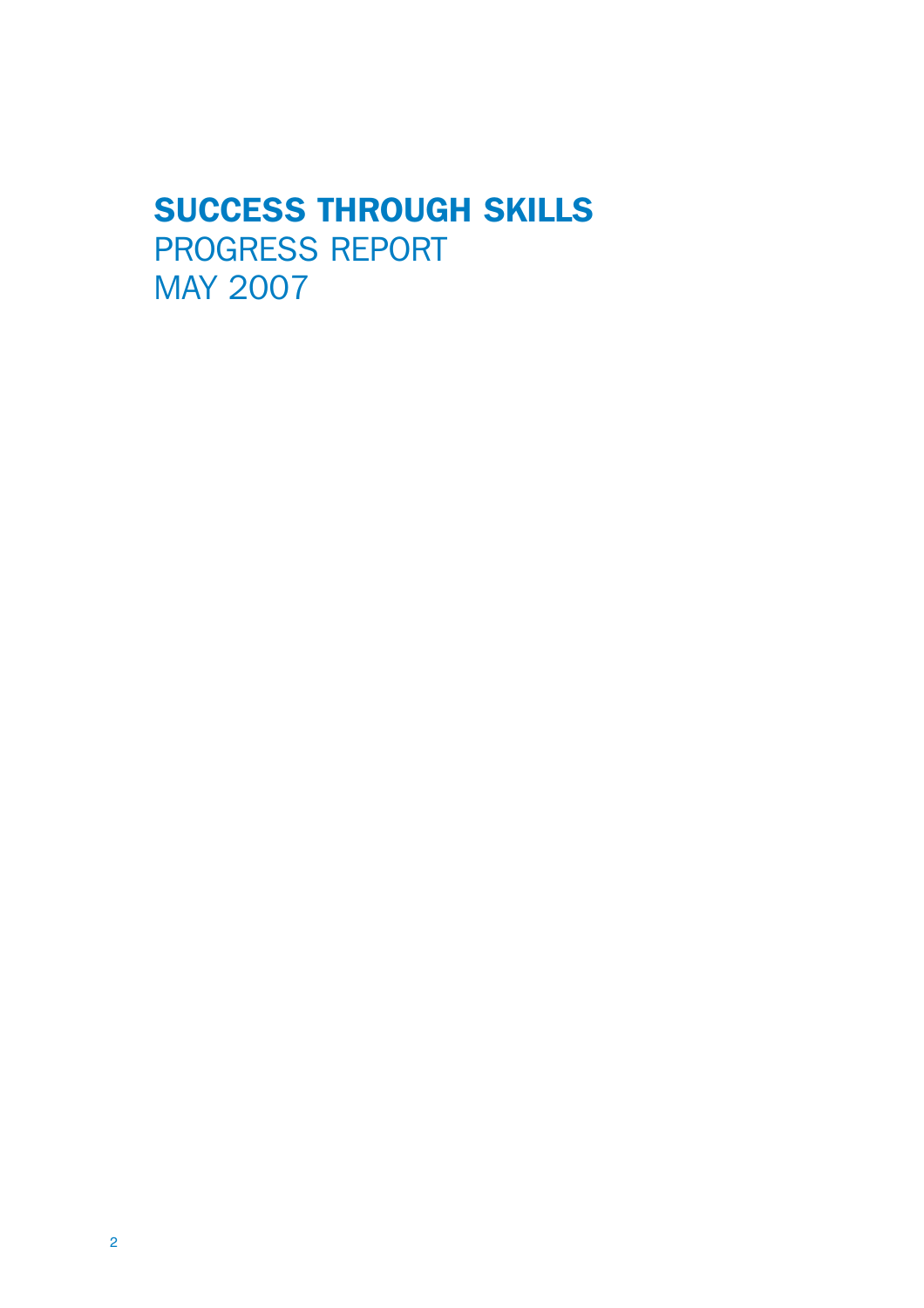# SUCCESS THROUGH SKILLS

PROGRESS REPORT

MAY 2007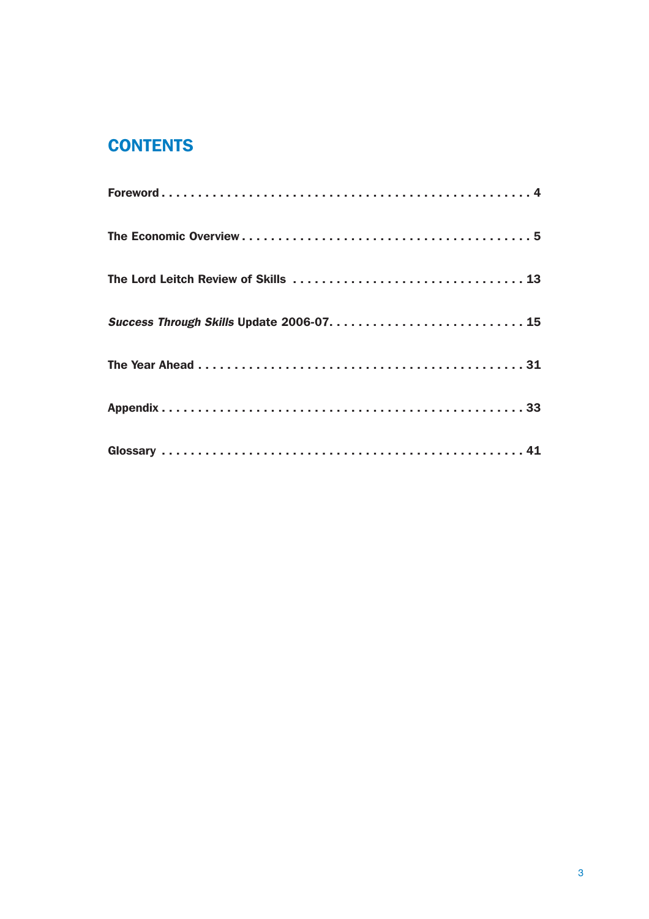# CONTENTS

**Foreword . . . . . . . . . . . . . . . . . . . . . . . . . . . . . . . . . . . . . . . . . . . . . . . . 4**

**The Economic Overview . . . . . . . . . . . . . . . . . . . . . . . . . . . . . . . . . . . . . . . 5**

**The Lord Leitch Review of Skills . . . . . . . . . . . . . . . . . . . . . . . . . . . . . . . 13**

***Success Through Skills* Update 2006-07. . . . . . . . . . . . . . . . . . . . . . . . . . . 15**

**The Year Ahead . . . . . . . . . . . . . . . . . . . . . . . . . . . . . . . . . . . . . . . . . . . 31**

**Appendix . . . . . . . . . . . . . . . . . . . . . . . . . . . . . . . . . . . . . . . . . . . . . . . 33**

**Glossary . . . . . . . . . . . . . . . . . . . . . . . . . . . . . . . . . . . . . . . . . . . . . . . 41**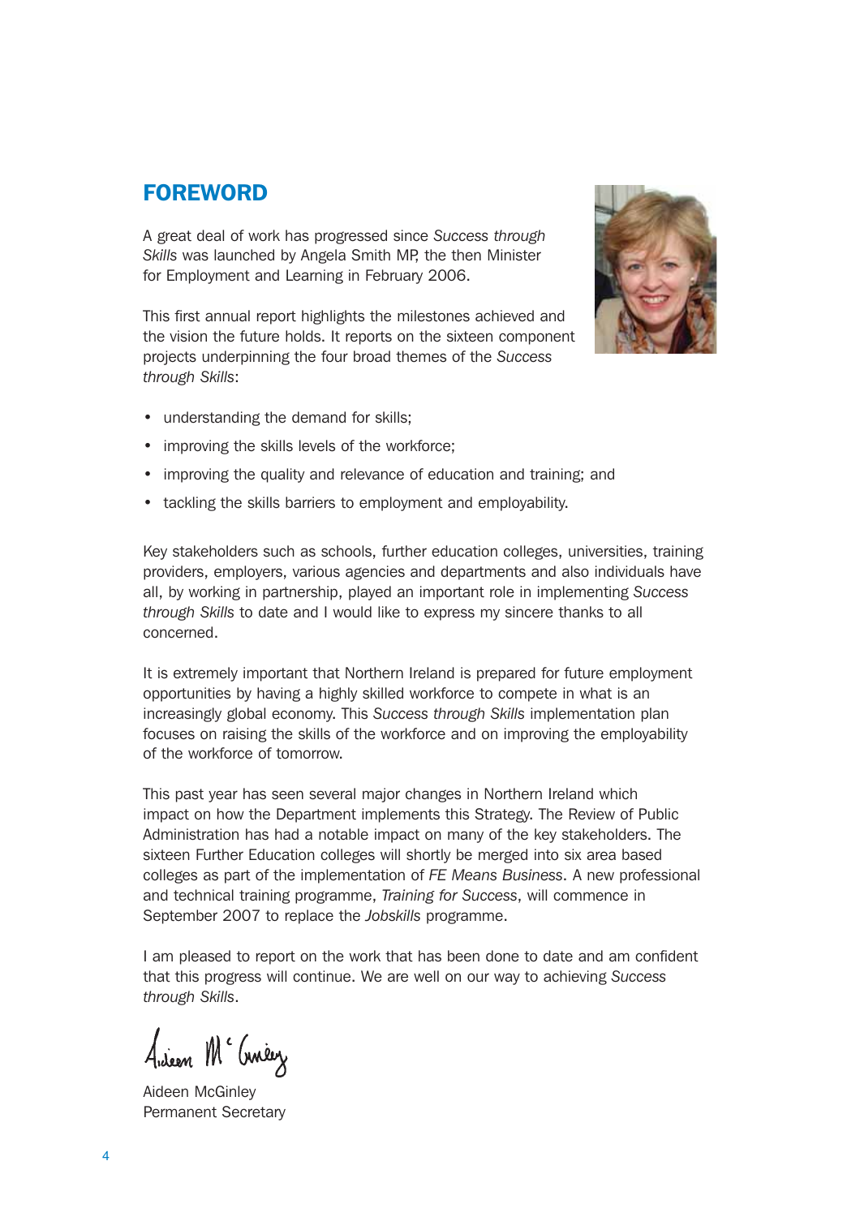# FOREWORD

A great deal of work has progressed since *Success through Skills* was launched by Angela Smith MP, the then Minister for Employment and Learning in February 2006.

This first annual report highlights the milestones achieved and the vision the future holds. It reports on the sixteen component projects underpinning the four broad themes of the *Success through Skills*:

- understanding the demand for skills;
- improving the skills levels of the workforce;
- improving the quality and relevance of education and training; and
- tackling the skills barriers to employment and employability.

Key stakeholders such as schools, further education colleges, universities, training providers, employers, various agencies and departments and also individuals have all, by working in partnership, played an important role in implementing *Success through Skills* to date and I would like to express my sincere thanks to all concerned.

It is extremely important that Northern Ireland is prepared for future employment opportunities by having a highly skilled workforce to compete in what is an increasingly global economy. This *Success through Skills* implementation plan focuses on raising the skills of the workforce and on improving the employability of the workforce of tomorrow.

This past year has seen several major changes in Northern Ireland which impact on how the Department implements this Strategy. The Review of Public Administration has had a notable impact on many of the key stakeholders. The sixteen Further Education colleges will shortly be merged into six area based colleges as part of the implementation of *FE Means Business*. A new professional and technical training programme, *Training for Success*, will commence in September 2007 to replace the *Jobskills* programme.

I am pleased to report on the work that has been done to date and am confident that this progress will continue. We are well on our way to achieving *Success through Skills*.

Aideen McGinley
Permanent Secretary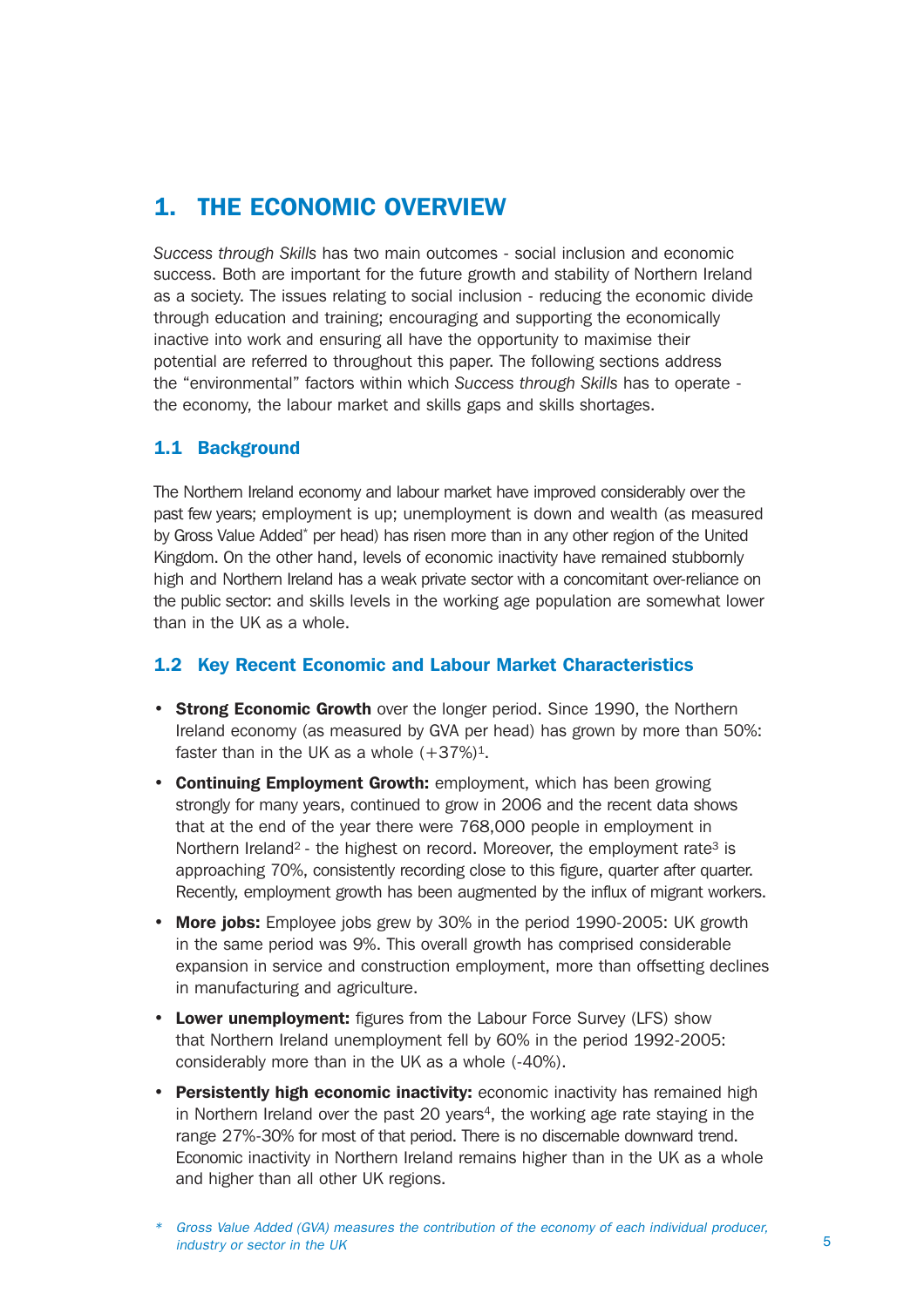## 1. THE ECONOMIC OVERVIEW

*Success through Skills* has two main outcomes - social inclusion and economic success. Both are important for the future growth and stability of Northern Ireland as a society. The issues relating to social inclusion - reducing the economic divide through education and training; encouraging and supporting the economically inactive into work and ensuring all have the opportunity to maximise their potential are referred to throughout this paper. The following sections address the "environmental" factors within which *Success through Skills* has to operate - the economy, the labour market and skills gaps and skills shortages.

### 1.1 Background

The Northern Ireland economy and labour market have improved considerably over the past few years; employment is up; unemployment is down and wealth (as measured by Gross Value Added* per head) has risen more than in any other region of the United Kingdom. On the other hand, levels of economic inactivity have remained stubbornly high and Northern Ireland has a weak private sector with a concomitant over-reliance on the public sector: and skills levels in the working age population are somewhat lower than in the UK as a whole.

### 1.2 Key Recent Economic and Labour Market Characteristics

- **Strong Economic Growth** over the longer period. Since 1990, the Northern Ireland economy (as measured by GVA per head) has grown by more than 50%: faster than in the UK as a whole (+37%)[1].
- **Continuing Employment Growth:** employment, which has been growing strongly for many years, continued to grow in 2006 and the recent data shows that at the end of the year there were 768,000 people in employment in Northern Ireland[2] - the highest on record. Moreover, the employment rate[3] is approaching 70%, consistently recording close to this figure, quarter after quarter. Recently, employment growth has been augmented by the influx of migrant workers.
- **More jobs:** Employee jobs grew by 30% in the period 1990-2005: UK growth in the same period was 9%. This overall growth has comprised considerable expansion in service and construction employment, more than offsetting declines in manufacturing and agriculture.
- **Lower unemployment:** figures from the Labour Force Survey (LFS) show that Northern Ireland unemployment fell by 60% in the period 1992-2005: considerably more than in the UK as a whole (-40%).
- **Persistently high economic inactivity:** economic inactivity has remained high in Northern Ireland over the past 20 years[4], the working age rate staying in the range 27%-30% for most of that period. There is no discernable downward trend. Economic inactivity in Northern Ireland remains higher than in the UK as a whole and higher than all other UK regions.

*\* Gross Value Added (GVA) measures the contribution of the economy of each individual producer, industry or sector in the UK*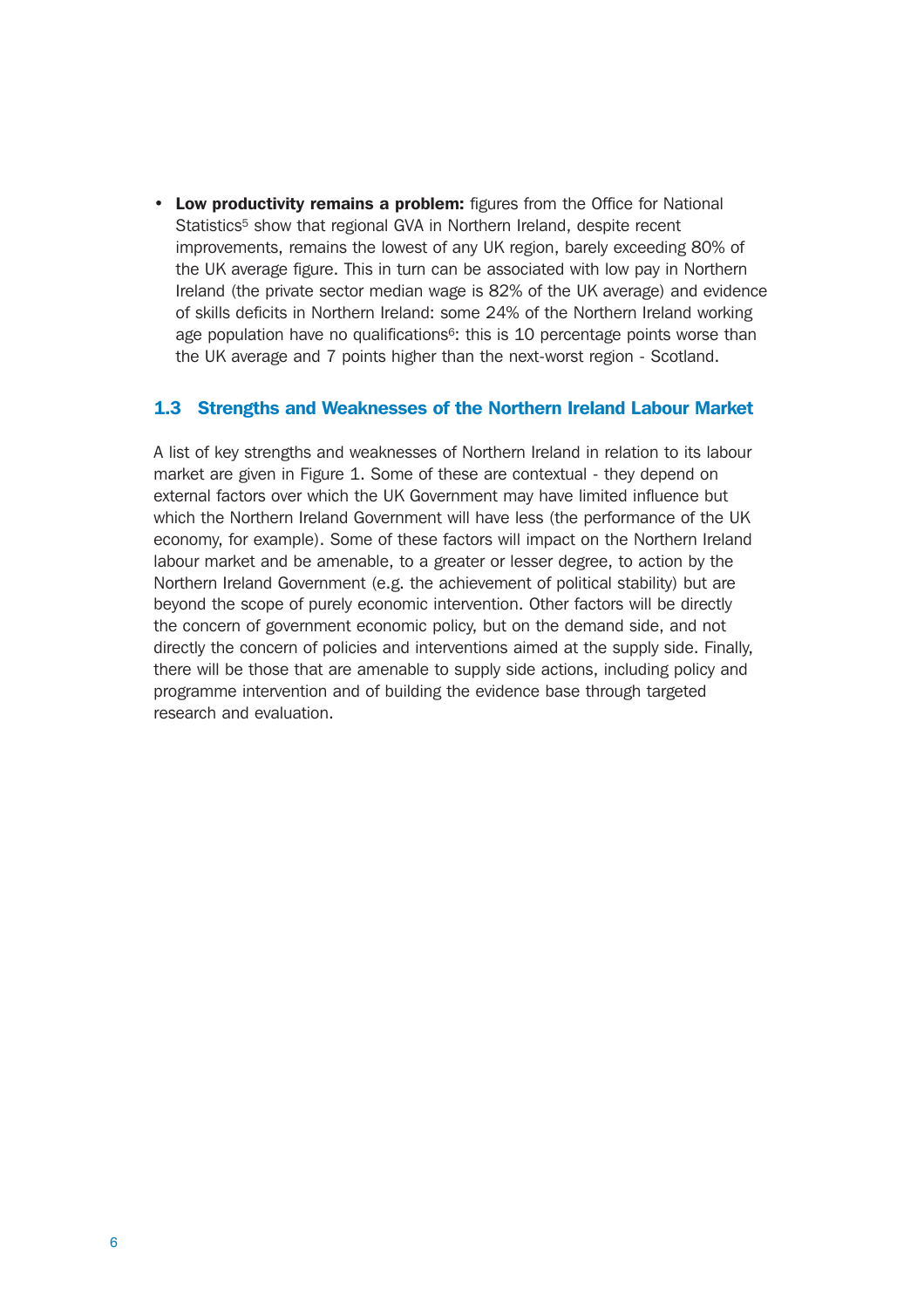- **Low productivity remains a problem:** figures from the Office for National Statistics[5] show that regional GVA in Northern Ireland, despite recent improvements, remains the lowest of any UK region, barely exceeding 80% of the UK average figure. This in turn can be associated with low pay in Northern Ireland (the private sector median wage is 82% of the UK average) and evidence of skills deficits in Northern Ireland: some 24% of the Northern Ireland working age population have no qualifications[6]: this is 10 percentage points worse than the UK average and 7 points higher than the next-worst region - Scotland.

## 1.3 Strengths and Weaknesses of the Northern Ireland Labour Market

A list of key strengths and weaknesses of Northern Ireland in relation to its labour market are given in Figure 1. Some of these are contextual - they depend on external factors over which the UK Government may have limited influence but which the Northern Ireland Government will have less (the performance of the UK economy, for example). Some of these factors will impact on the Northern Ireland labour market and be amenable, to a greater or lesser degree, to action by the Northern Ireland Government (e.g. the achievement of political stability) but are beyond the scope of purely economic intervention. Other factors will be directly the concern of government economic policy, but on the demand side, and not directly the concern of policies and interventions aimed at the supply side. Finally, there will be those that are amenable to supply side actions, including policy and programme intervention and of building the evidence base through targeted research and evaluation.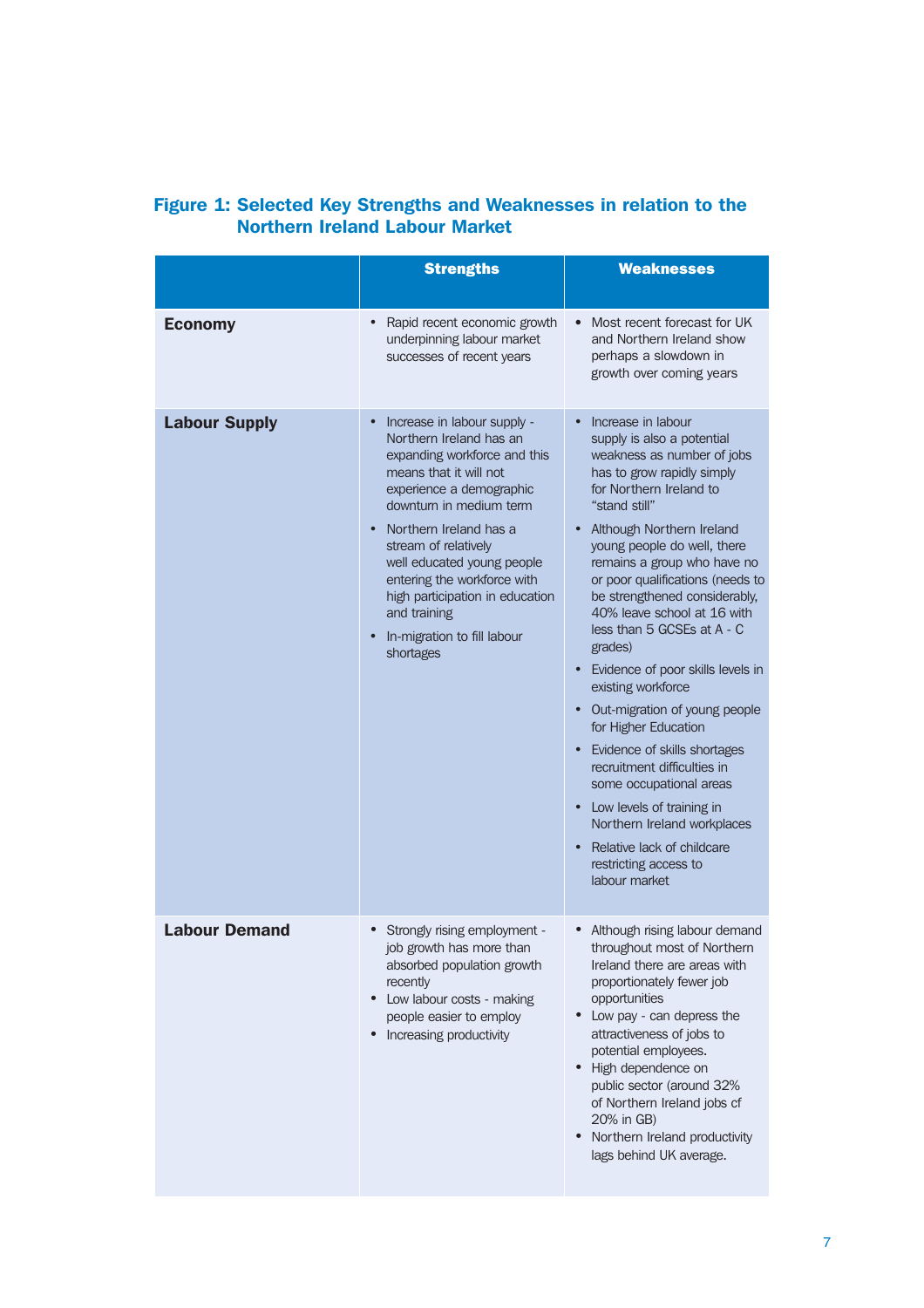**Figure 1: Selected Key Strengths and Weaknesses in relation to the Northern Ireland Labour Market**

| | Strengths | Weaknesses |
|---|---|---|
| **Economy** | • Rapid recent economic growth underpinning labour market successes of recent years | • Most recent forecast for UK and Northern Ireland show perhaps a slowdown in growth over coming years |
| **Labour Supply** | • Increase in labour supply - Northern Ireland has an expanding workforce and this means that it will not experience a demographic downturn in medium term<br>• Northern Ireland has a stream of relatively well educated young people entering the workforce with high participation in education and training<br>• In-migration to fill labour shortages | • Increase in labour supply is also a potential weakness as number of jobs has to grow rapidly simply for Northern Ireland to "stand still"<br>• Although Northern Ireland young people do well, there remains a group who have no or poor qualifications (needs to be strengthened considerably, 40% leave school at 16 with less than 5 GCSEs at A - C grades)<br>• Evidence of poor skills levels in existing workforce<br>• Out-migration of young people for Higher Education<br>• Evidence of skills shortages recruitment difficulties in some occupational areas<br>• Low levels of training in Northern Ireland workplaces<br>• Relative lack of childcare restricting access to labour market |
| **Labour Demand** | • Strongly rising employment - job growth has more than absorbed population growth recently<br>• Low labour costs - making people easier to employ<br>• Increasing productivity | • Although rising labour demand throughout most of Northern Ireland there are areas with proportionately fewer job opportunities<br>• Low pay - can depress the attractiveness of jobs to potential employees.<br>• High dependence on public sector (around 32% of Northern Ireland jobs cf 20% in GB)<br>• Northern Ireland productivity lags behind UK average. |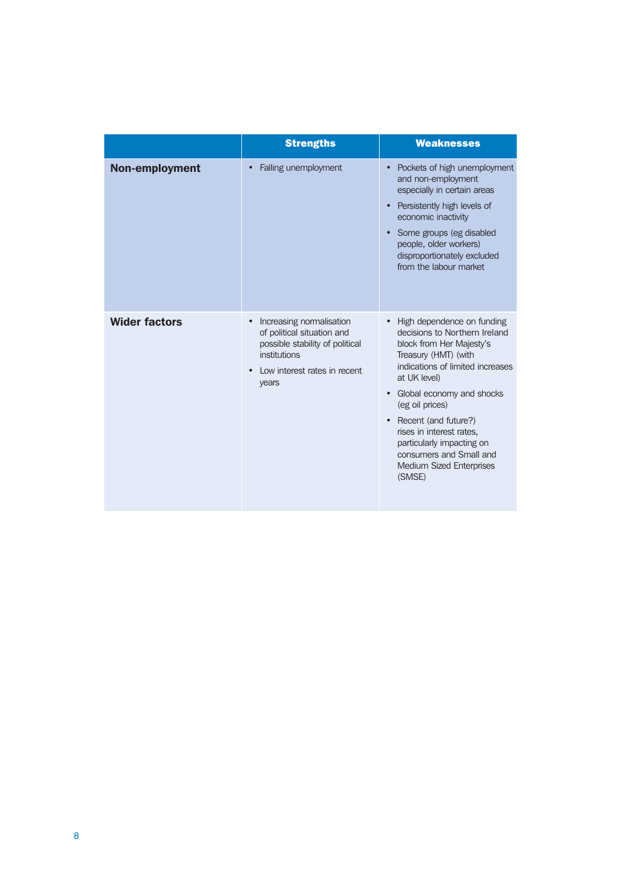| | Strengths | Weaknesses |
|---|---|---|
| **Non-employment** | • Falling unemployment | • Pockets of high unemployment and non-employment especially in certain areas<br>• Persistently high levels of economic inactivity<br>• Some groups (eg disabled people, older workers) disproportionately excluded from the labour market |
| **Wider factors** | • Increasing normalisation of political situation and possible stability of political institutions<br>• Low interest rates in recent years | • High dependence on funding decisions to Northern Ireland block from Her Majesty's Treasury (HMT) (with indications of limited increases at UK level)<br>• Global economy and shocks (eg oil prices)<br>• Recent (and future?) rises in interest rates, particularly impacting on consumers and Small and Medium Sized Enterprises (SMSE) |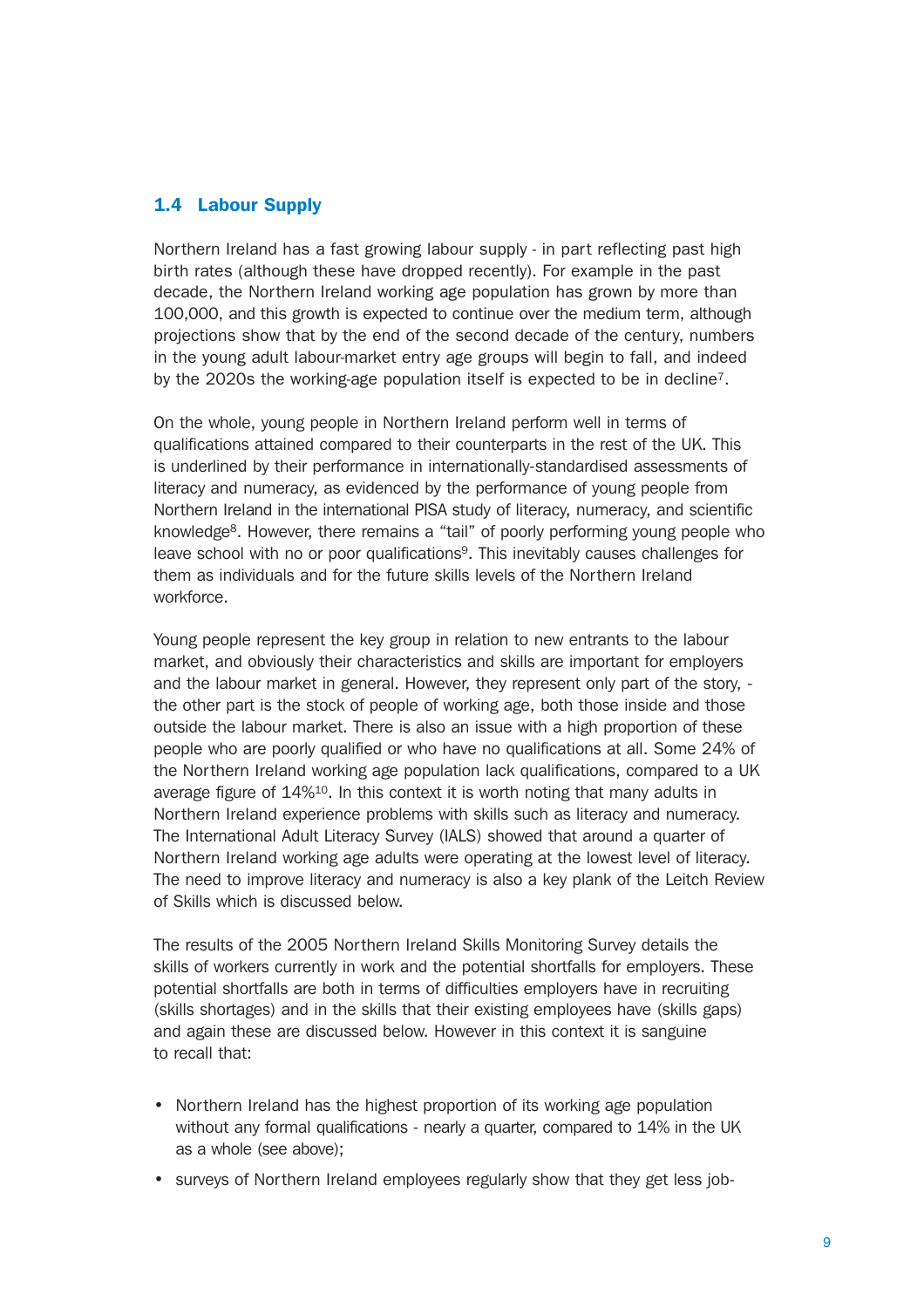## 1.4 Labour Supply

Northern Ireland has a fast growing labour supply - in part reflecting past high birth rates (although these have dropped recently). For example in the past decade, the Northern Ireland working age population has grown by more than 100,000, and this growth is expected to continue over the medium term, although projections show that by the end of the second decade of the century, numbers in the young adult labour-market entry age groups will begin to fall, and indeed by the 2020s the working-age population itself is expected to be in decline[7].

On the whole, young people in Northern Ireland perform well in terms of qualifications attained compared to their counterparts in the rest of the UK. This is underlined by their performance in internationally-standardised assessments of literacy and numeracy, as evidenced by the performance of young people from Northern Ireland in the international PISA study of literacy, numeracy, and scientific knowledge[8]. However, there remains a "tail" of poorly performing young people who leave school with no or poor qualifications[9]. This inevitably causes challenges for them as individuals and for the future skills levels of the Northern Ireland workforce.

Young people represent the key group in relation to new entrants to the labour market, and obviously their characteristics and skills are important for employers and the labour market in general. However, they represent only part of the story, - the other part is the stock of people of working age, both those inside and those outside the labour market. There is also an issue with a high proportion of these people who are poorly qualified or who have no qualifications at all. Some 24% of the Northern Ireland working age population lack qualifications, compared to a UK average figure of 14%[10]. In this context it is worth noting that many adults in Northern Ireland experience problems with skills such as literacy and numeracy. The International Adult Literacy Survey (IALS) showed that around a quarter of Northern Ireland working age adults were operating at the lowest level of literacy. The need to improve literacy and numeracy is also a key plank of the Leitch Review of Skills which is discussed below.

The results of the 2005 Northern Ireland Skills Monitoring Survey details the skills of workers currently in work and the potential shortfalls for employers. These potential shortfalls are both in terms of difficulties employers have in recruiting (skills shortages) and in the skills that their existing employees have (skills gaps) and again these are discussed below. However in this context it is sanguine to recall that:

- Northern Ireland has the highest proportion of its working age population without any formal qualifications - nearly a quarter, compared to 14% in the UK as a whole (see above);
- surveys of Northern Ireland employees regularly show that they get less job-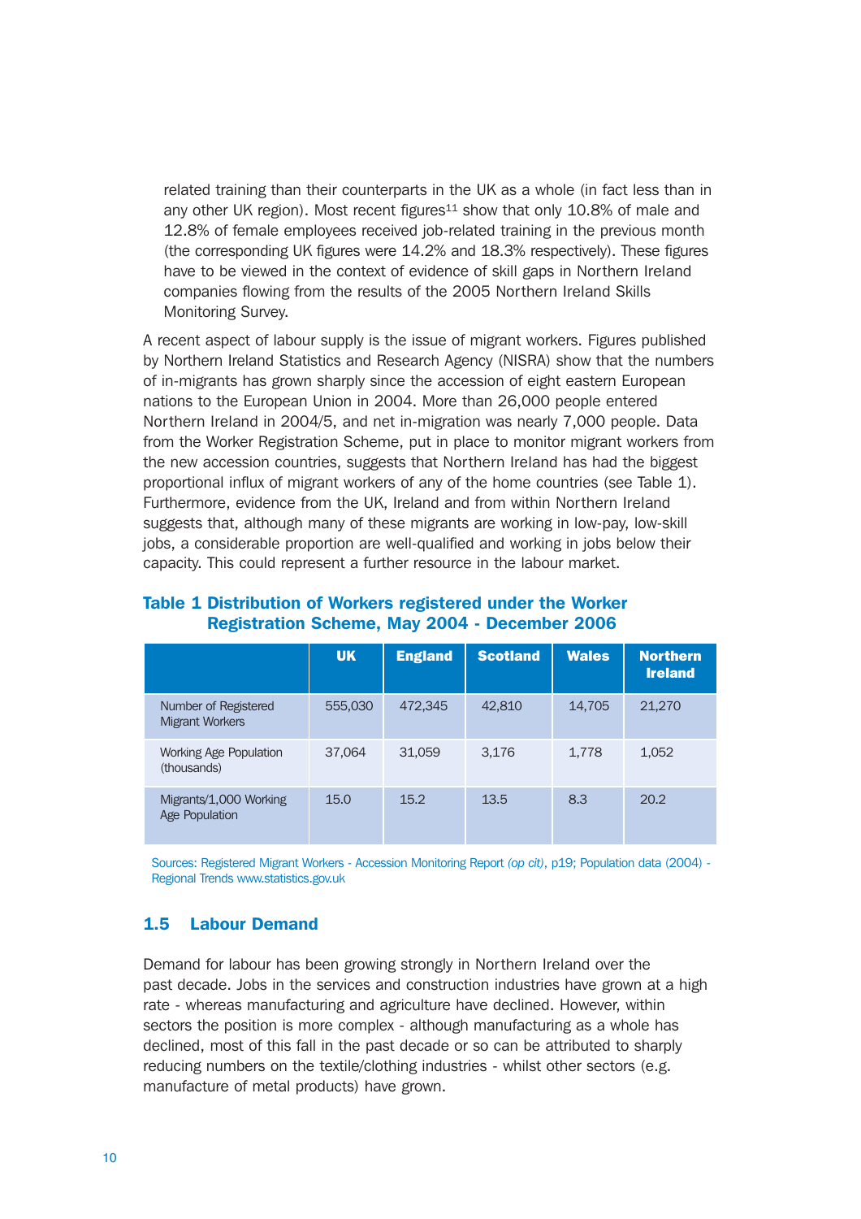related training than their counterparts in the UK as a whole (in fact less than in any other UK region). Most recent figures[11] show that only 10.8% of male and 12.8% of female employees received job-related training in the previous month (the corresponding UK figures were 14.2% and 18.3% respectively). These figures have to be viewed in the context of evidence of skill gaps in Northern Ireland companies flowing from the results of the 2005 Northern Ireland Skills Monitoring Survey.

A recent aspect of labour supply is the issue of migrant workers. Figures published by Northern Ireland Statistics and Research Agency (NISRA) show that the numbers of in-migrants has grown sharply since the accession of eight eastern European nations to the European Union in 2004. More than 26,000 people entered Northern Ireland in 2004/5, and net in-migration was nearly 7,000 people. Data from the Worker Registration Scheme, put in place to monitor migrant workers from the new accession countries, suggests that Northern Ireland has had the biggest proportional influx of migrant workers of any of the home countries (see Table 1). Furthermore, evidence from the UK, Ireland and from within Northern Ireland suggests that, although many of these migrants are working in low-pay, low-skill jobs, a considerable proportion are well-qualified and working in jobs below their capacity. This could represent a further resource in the labour market.

**Table 1 Distribution of Workers registered under the Worker Registration Scheme, May 2004 - December 2006**

| | UK | England | Scotland | Wales | Northern Ireland |
|---|---|---|---|---|---|
| Number of Registered Migrant Workers | 555,030 | 472,345 | 42,810 | 14,705 | 21,270 |
| Working Age Population (thousands) | 37,064 | 31,059 | 3,176 | 1,778 | 1,052 |
| Migrants/1,000 Working Age Population | 15.0 | 15.2 | 13.5 | 8.3 | 20.2 |

Sources: Registered Migrant Workers - Accession Monitoring Report *(op cit)*, p19; Population data (2004) - Regional Trends www.statistics.gov.uk

## 1.5 Labour Demand

Demand for labour has been growing strongly in Northern Ireland over the past decade. Jobs in the services and construction industries have grown at a high rate - whereas manufacturing and agriculture have declined. However, within sectors the position is more complex - although manufacturing as a whole has declined, most of this fall in the past decade or so can be attributed to sharply reducing numbers on the textile/clothing industries - whilst other sectors (e.g. manufacture of metal products) have grown.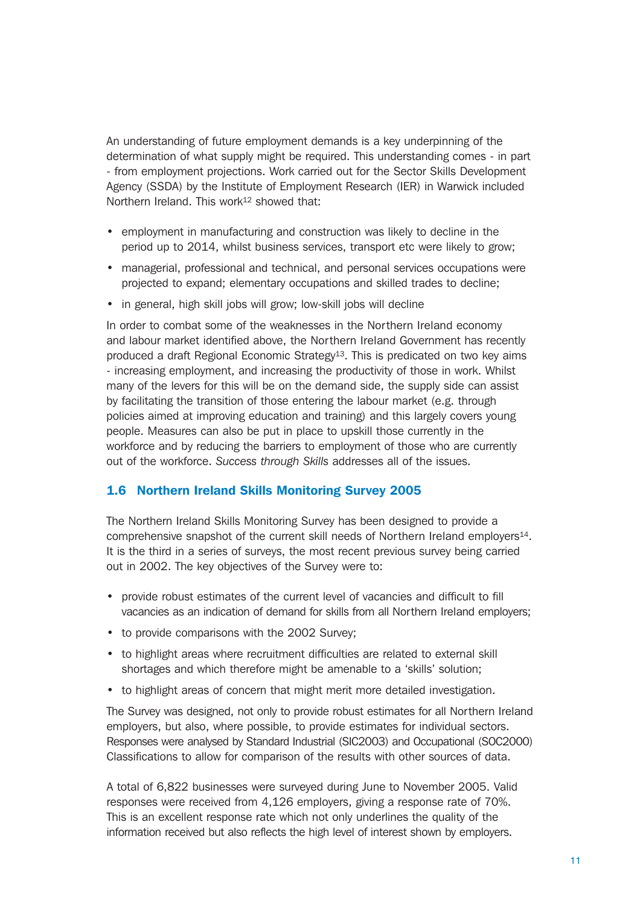An understanding of future employment demands is a key underpinning of the determination of what supply might be required. This understanding comes - in part - from employment projections. Work carried out for the Sector Skills Development Agency (SSDA) by the Institute of Employment Research (IER) in Warwick included Northern Ireland. This work[12] showed that:

- employment in manufacturing and construction was likely to decline in the period up to 2014, whilst business services, transport etc were likely to grow;
- managerial, professional and technical, and personal services occupations were projected to expand; elementary occupations and skilled trades to decline;
- in general, high skill jobs will grow; low-skill jobs will decline

In order to combat some of the weaknesses in the Northern Ireland economy and labour market identified above, the Northern Ireland Government has recently produced a draft Regional Economic Strategy[13]. This is predicated on two key aims - increasing employment, and increasing the productivity of those in work. Whilst many of the levers for this will be on the demand side, the supply side can assist by facilitating the transition of those entering the labour market (e.g. through policies aimed at improving education and training) and this largely covers young people. Measures can also be put in place to upskill those currently in the workforce and by reducing the barriers to employment of those who are currently out of the workforce. *Success through Skills* addresses all of the issues.

## 1.6 Northern Ireland Skills Monitoring Survey 2005

The Northern Ireland Skills Monitoring Survey has been designed to provide a comprehensive snapshot of the current skill needs of Northern Ireland employers[14]. It is the third in a series of surveys, the most recent previous survey being carried out in 2002. The key objectives of the Survey were to:

- provide robust estimates of the current level of vacancies and difficult to fill vacancies as an indication of demand for skills from all Northern Ireland employers;
- to provide comparisons with the 2002 Survey;
- to highlight areas where recruitment difficulties are related to external skill shortages and which therefore might be amenable to a 'skills' solution;
- to highlight areas of concern that might merit more detailed investigation.

The Survey was designed, not only to provide robust estimates for all Northern Ireland employers, but also, where possible, to provide estimates for individual sectors. Responses were analysed by Standard Industrial (SIC2003) and Occupational (SOC2000) Classifications to allow for comparison of the results with other sources of data.

A total of 6,822 businesses were surveyed during June to November 2005. Valid responses were received from 4,126 employers, giving a response rate of 70%. This is an excellent response rate which not only underlines the quality of the information received but also reflects the high level of interest shown by employers.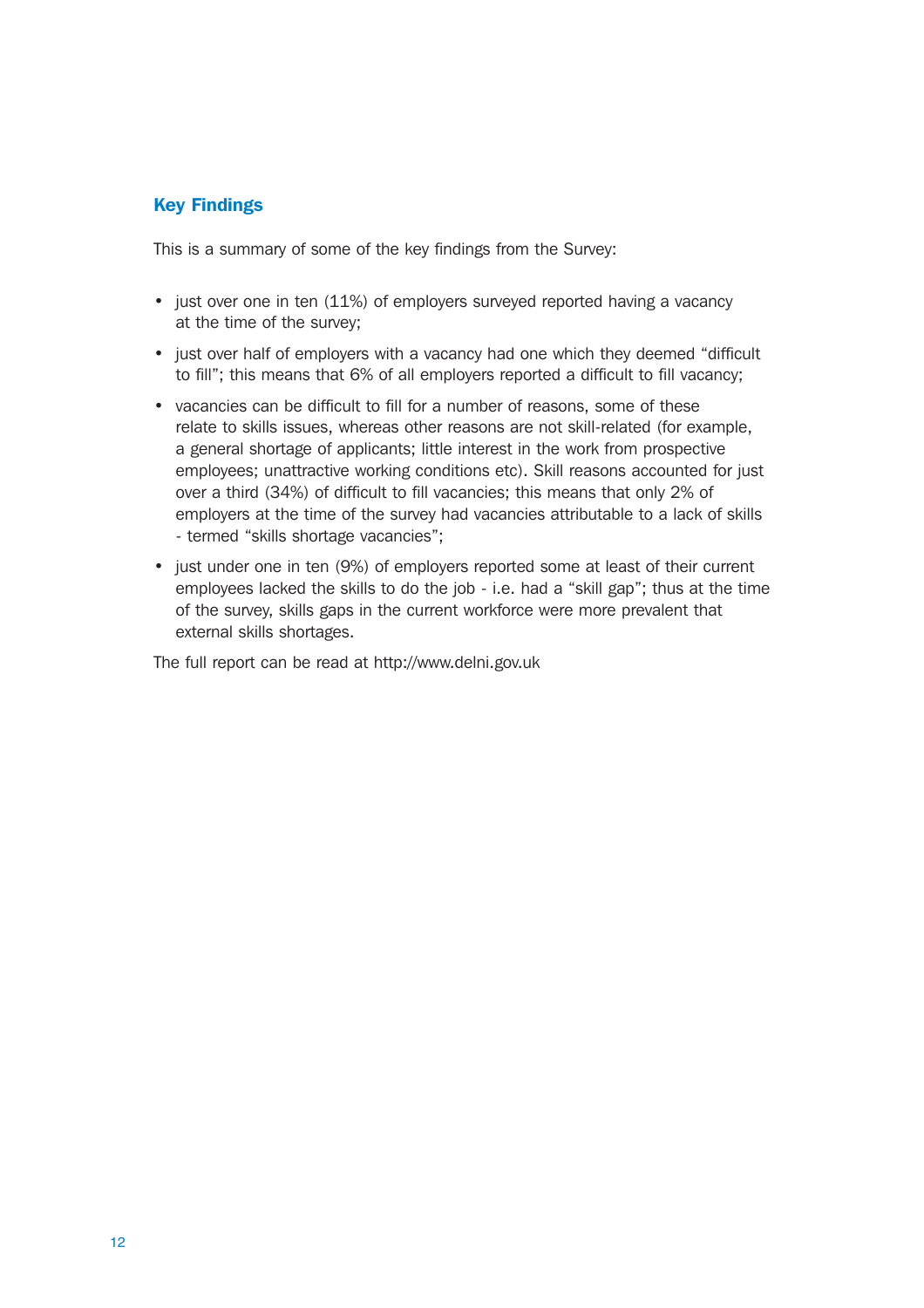## Key Findings

This is a summary of some of the key findings from the Survey:

- just over one in ten (11%) of employers surveyed reported having a vacancy at the time of the survey;
- just over half of employers with a vacancy had one which they deemed "difficult to fill"; this means that 6% of all employers reported a difficult to fill vacancy;
- vacancies can be difficult to fill for a number of reasons, some of these relate to skills issues, whereas other reasons are not skill-related (for example, a general shortage of applicants; little interest in the work from prospective employees; unattractive working conditions etc). Skill reasons accounted for just over a third (34%) of difficult to fill vacancies; this means that only 2% of employers at the time of the survey had vacancies attributable to a lack of skills - termed "skills shortage vacancies";
- just under one in ten (9%) of employers reported some at least of their current employees lacked the skills to do the job - i.e. had a "skill gap"; thus at the time of the survey, skills gaps in the current workforce were more prevalent that external skills shortages.

The full report can be read at http://www.delni.gov.uk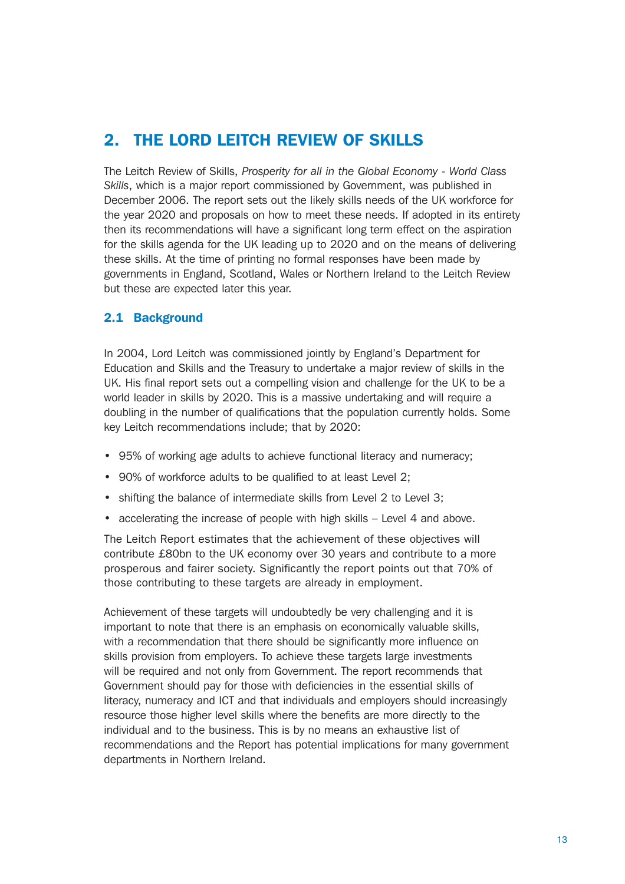## 2. THE LORD LEITCH REVIEW OF SKILLS

The Leitch Review of Skills, *Prosperity for all in the Global Economy - World Class Skills*, which is a major report commissioned by Government, was published in December 2006. The report sets out the likely skills needs of the UK workforce for the year 2020 and proposals on how to meet these needs. If adopted in its entirety then its recommendations will have a significant long term effect on the aspiration for the skills agenda for the UK leading up to 2020 and on the means of delivering these skills. At the time of printing no formal responses have been made by governments in England, Scotland, Wales or Northern Ireland to the Leitch Review but these are expected later this year.

### 2.1 Background

In 2004, Lord Leitch was commissioned jointly by England's Department for Education and Skills and the Treasury to undertake a major review of skills in the UK. His final report sets out a compelling vision and challenge for the UK to be a world leader in skills by 2020. This is a massive undertaking and will require a doubling in the number of qualifications that the population currently holds. Some key Leitch recommendations include; that by 2020:

- 95% of working age adults to achieve functional literacy and numeracy;
- 90% of workforce adults to be qualified to at least Level 2;
- shifting the balance of intermediate skills from Level 2 to Level 3;
- accelerating the increase of people with high skills – Level 4 and above.

The Leitch Report estimates that the achievement of these objectives will contribute £80bn to the UK economy over 30 years and contribute to a more prosperous and fairer society. Significantly the report points out that 70% of those contributing to these targets are already in employment.

Achievement of these targets will undoubtedly be very challenging and it is important to note that there is an emphasis on economically valuable skills, with a recommendation that there should be significantly more influence on skills provision from employers. To achieve these targets large investments will be required and not only from Government. The report recommends that Government should pay for those with deficiencies in the essential skills of literacy, numeracy and ICT and that individuals and employers should increasingly resource those higher level skills where the benefits are more directly to the individual and to the business. This is by no means an exhaustive list of recommendations and the Report has potential implications for many government departments in Northern Ireland.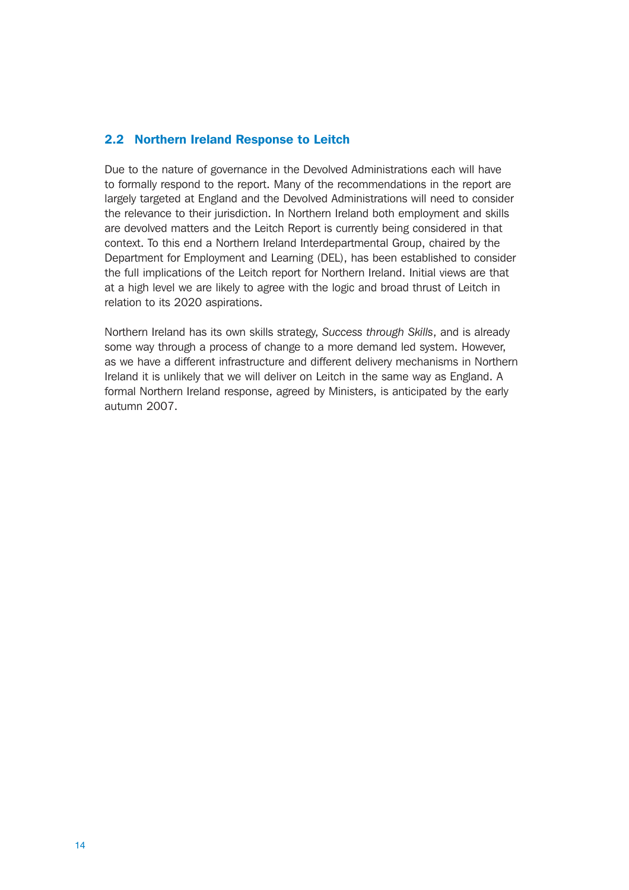## 2.2 Northern Ireland Response to Leitch

Due to the nature of governance in the Devolved Administrations each will have to formally respond to the report. Many of the recommendations in the report are largely targeted at England and the Devolved Administrations will need to consider the relevance to their jurisdiction. In Northern Ireland both employment and skills are devolved matters and the Leitch Report is currently being considered in that context. To this end a Northern Ireland Interdepartmental Group, chaired by the Department for Employment and Learning (DEL), has been established to consider the full implications of the Leitch report for Northern Ireland. Initial views are that at a high level we are likely to agree with the logic and broad thrust of Leitch in relation to its 2020 aspirations.

Northern Ireland has its own skills strategy, *Success through Skills*, and is already some way through a process of change to a more demand led system. However, as we have a different infrastructure and different delivery mechanisms in Northern Ireland it is unlikely that we will deliver on Leitch in the same way as England. A formal Northern Ireland response, agreed by Ministers, is anticipated by the early autumn 2007.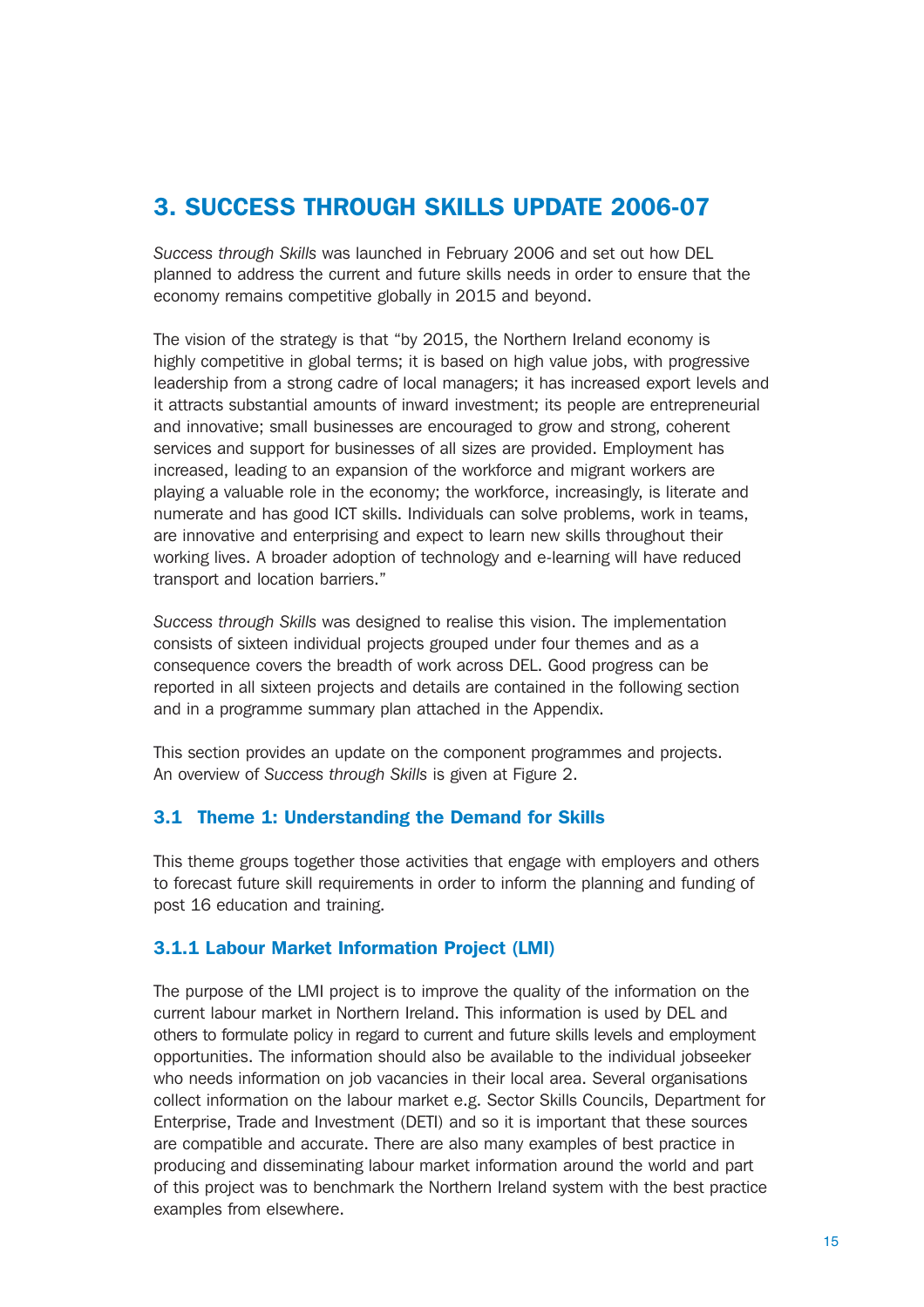# 3. SUCCESS THROUGH SKILLS UPDATE 2006-07

*Success through Skills* was launched in February 2006 and set out how DEL planned to address the current and future skills needs in order to ensure that the economy remains competitive globally in 2015 and beyond.

The vision of the strategy is that "by 2015, the Northern Ireland economy is highly competitive in global terms; it is based on high value jobs, with progressive leadership from a strong cadre of local managers; it has increased export levels and it attracts substantial amounts of inward investment; its people are entrepreneurial and innovative; small businesses are encouraged to grow and strong, coherent services and support for businesses of all sizes are provided. Employment has increased, leading to an expansion of the workforce and migrant workers are playing a valuable role in the economy; the workforce, increasingly, is literate and numerate and has good ICT skills. Individuals can solve problems, work in teams, are innovative and enterprising and expect to learn new skills throughout their working lives. A broader adoption of technology and e-learning will have reduced transport and location barriers."

*Success through Skills* was designed to realise this vision. The implementation consists of sixteen individual projects grouped under four themes and as a consequence covers the breadth of work across DEL. Good progress can be reported in all sixteen projects and details are contained in the following section and in a programme summary plan attached in the Appendix.

This section provides an update on the component programmes and projects. An overview of *Success through Skills* is given at Figure 2.

## 3.1 Theme 1: Understanding the Demand for Skills

This theme groups together those activities that engage with employers and others to forecast future skill requirements in order to inform the planning and funding of post 16 education and training.

### 3.1.1 Labour Market Information Project (LMI)

The purpose of the LMI project is to improve the quality of the information on the current labour market in Northern Ireland. This information is used by DEL and others to formulate policy in regard to current and future skills levels and employment opportunities. The information should also be available to the individual jobseeker who needs information on job vacancies in their local area. Several organisations collect information on the labour market e.g. Sector Skills Councils, Department for Enterprise, Trade and Investment (DETI) and so it is important that these sources are compatible and accurate. There are also many examples of best practice in producing and disseminating labour market information around the world and part of this project was to benchmark the Northern Ireland system with the best practice examples from elsewhere.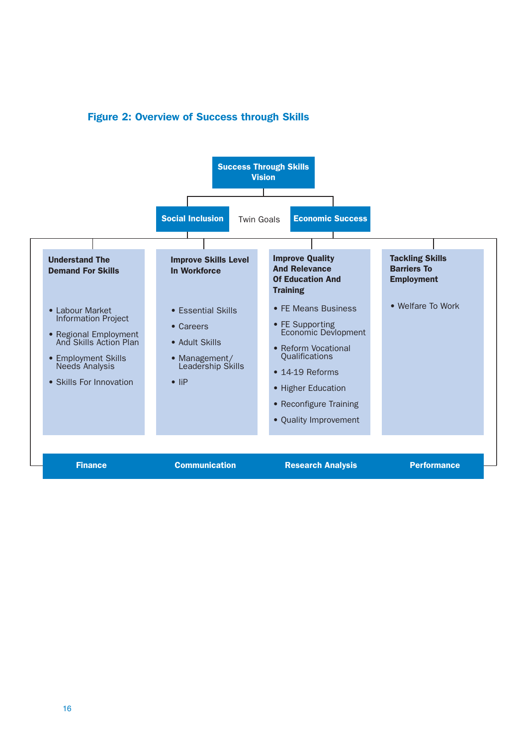## Figure 2: Overview of Success through Skills

**Success Through Skills Vision**

Twin Goals: **Social Inclusion** | **Economic Success**

**Understand The Demand For Skills**

- Labour Market Information Project
- Regional Employment And Skills Action Plan
- Employment Skills Needs Analysis
- Skills For Innovation

**Improve Skills Level In Workforce**

- Essential Skills
- Careers
- Adult Skills
- Management/ Leadership Skills
- IiP

**Improve Quality And Relevance Of Education And Training**

- FE Means Business
- FE Supporting Economic Devlopment
- Reform Vocational Qualifications
- 14-19 Reforms
- Higher Education
- Reconfigure Training
- Quality Improvement

**Tackling Skills Barriers To Employment**

- Welfare To Work

**Finance** | **Communication** | **Research Analysis** | **Performance**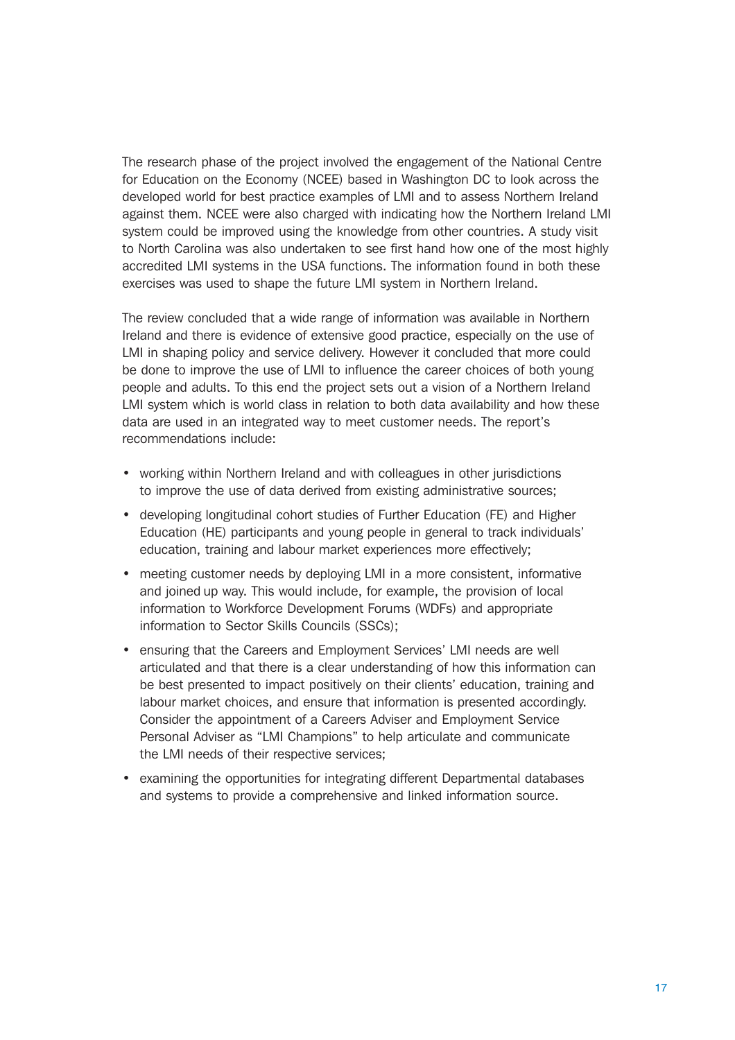The research phase of the project involved the engagement of the National Centre for Education on the Economy (NCEE) based in Washington DC to look across the developed world for best practice examples of LMI and to assess Northern Ireland against them. NCEE were also charged with indicating how the Northern Ireland LMI system could be improved using the knowledge from other countries. A study visit to North Carolina was also undertaken to see first hand how one of the most highly accredited LMI systems in the USA functions. The information found in both these exercises was used to shape the future LMI system in Northern Ireland.

The review concluded that a wide range of information was available in Northern Ireland and there is evidence of extensive good practice, especially on the use of LMI in shaping policy and service delivery. However it concluded that more could be done to improve the use of LMI to influence the career choices of both young people and adults. To this end the project sets out a vision of a Northern Ireland LMI system which is world class in relation to both data availability and how these data are used in an integrated way to meet customer needs. The report's recommendations include:

- working within Northern Ireland and with colleagues in other jurisdictions to improve the use of data derived from existing administrative sources;
- developing longitudinal cohort studies of Further Education (FE) and Higher Education (HE) participants and young people in general to track individuals' education, training and labour market experiences more effectively;
- meeting customer needs by deploying LMI in a more consistent, informative and joined up way. This would include, for example, the provision of local information to Workforce Development Forums (WDFs) and appropriate information to Sector Skills Councils (SSCs);
- ensuring that the Careers and Employment Services' LMI needs are well articulated and that there is a clear understanding of how this information can be best presented to impact positively on their clients' education, training and labour market choices, and ensure that information is presented accordingly. Consider the appointment of a Careers Adviser and Employment Service Personal Adviser as "LMI Champions" to help articulate and communicate the LMI needs of their respective services;
- examining the opportunities for integrating different Departmental databases and systems to provide a comprehensive and linked information source.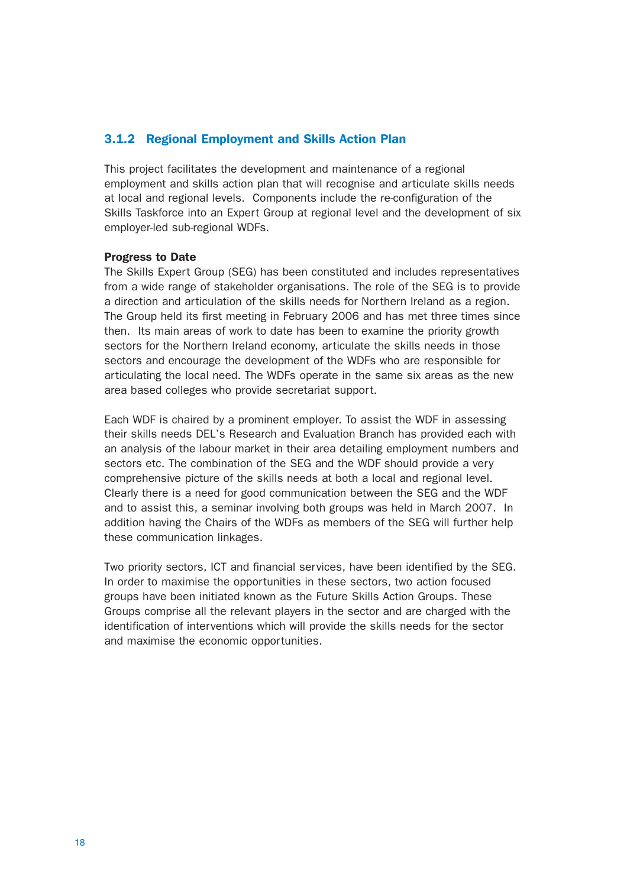### 3.1.2 Regional Employment and Skills Action Plan

This project facilitates the development and maintenance of a regional employment and skills action plan that will recognise and articulate skills needs at local and regional levels. Components include the re-configuration of the Skills Taskforce into an Expert Group at regional level and the development of six employer-led sub-regional WDFs.

**Progress to Date**

The Skills Expert Group (SEG) has been constituted and includes representatives from a wide range of stakeholder organisations. The role of the SEG is to provide a direction and articulation of the skills needs for Northern Ireland as a region. The Group held its first meeting in February 2006 and has met three times since then. Its main areas of work to date has been to examine the priority growth sectors for the Northern Ireland economy, articulate the skills needs in those sectors and encourage the development of the WDFs who are responsible for articulating the local need. The WDFs operate in the same six areas as the new area based colleges who provide secretariat support.

Each WDF is chaired by a prominent employer. To assist the WDF in assessing their skills needs DEL's Research and Evaluation Branch has provided each with an analysis of the labour market in their area detailing employment numbers and sectors etc. The combination of the SEG and the WDF should provide a very comprehensive picture of the skills needs at both a local and regional level. Clearly there is a need for good communication between the SEG and the WDF and to assist this, a seminar involving both groups was held in March 2007. In addition having the Chairs of the WDFs as members of the SEG will further help these communication linkages.

Two priority sectors, ICT and financial services, have been identified by the SEG. In order to maximise the opportunities in these sectors, two action focused groups have been initiated known as the Future Skills Action Groups. These Groups comprise all the relevant players in the sector and are charged with the identification of interventions which will provide the skills needs for the sector and maximise the economic opportunities.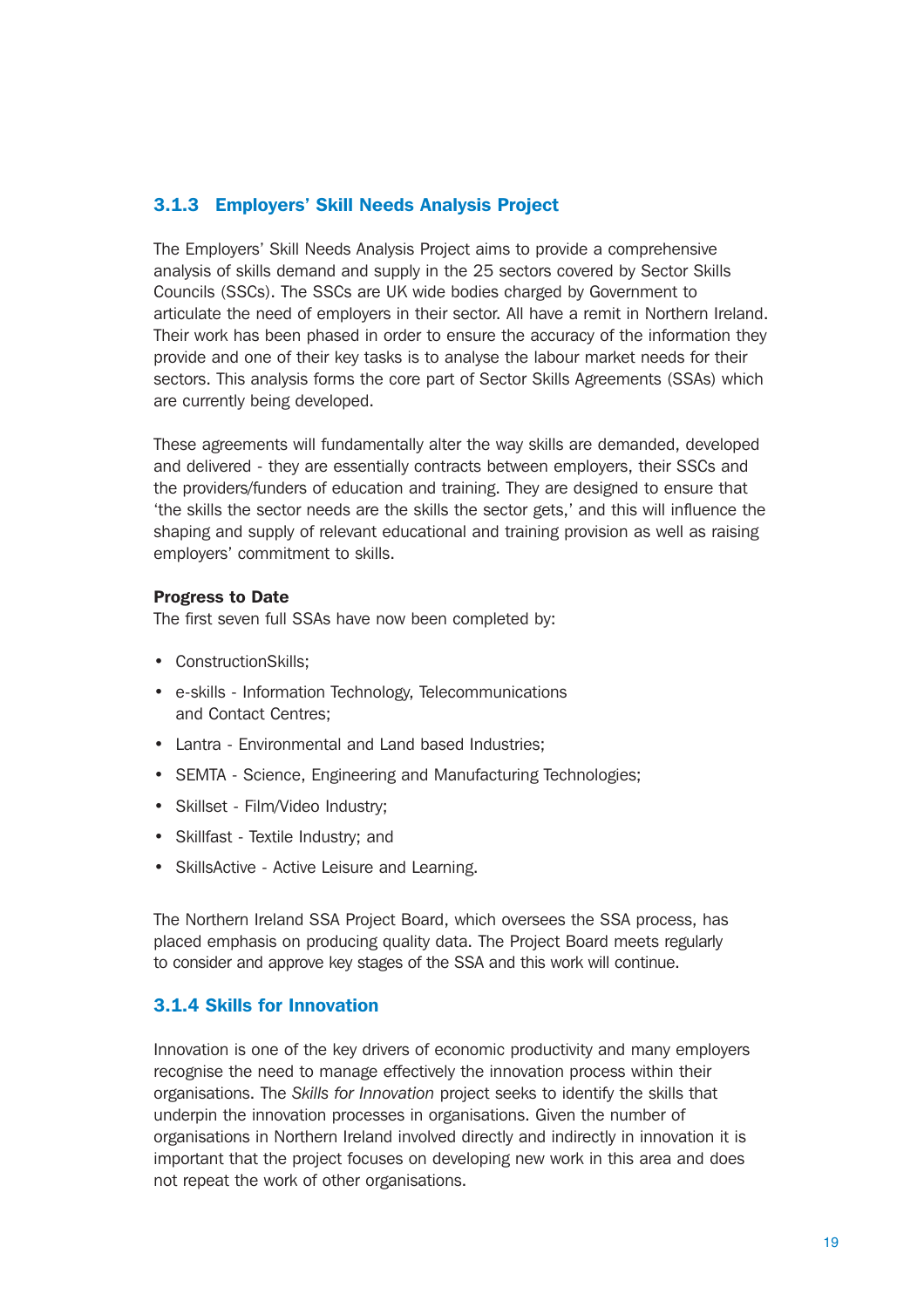### 3.1.3 Employers' Skill Needs Analysis Project

The Employers' Skill Needs Analysis Project aims to provide a comprehensive analysis of skills demand and supply in the 25 sectors covered by Sector Skills Councils (SSCs). The SSCs are UK wide bodies charged by Government to articulate the need of employers in their sector. All have a remit in Northern Ireland. Their work has been phased in order to ensure the accuracy of the information they provide and one of their key tasks is to analyse the labour market needs for their sectors. This analysis forms the core part of Sector Skills Agreements (SSAs) which are currently being developed.

These agreements will fundamentally alter the way skills are demanded, developed and delivered - they are essentially contracts between employers, their SSCs and the providers/funders of education and training. They are designed to ensure that 'the skills the sector needs are the skills the sector gets,' and this will influence the shaping and supply of relevant educational and training provision as well as raising employers' commitment to skills.

**Progress to Date**

The first seven full SSAs have now been completed by:

- ConstructionSkills;
- e-skills - Information Technology, Telecommunications and Contact Centres;
- Lantra - Environmental and Land based Industries;
- SEMTA - Science, Engineering and Manufacturing Technologies;
- Skillset - Film/Video Industry;
- Skillfast - Textile Industry; and
- SkillsActive - Active Leisure and Learning.

The Northern Ireland SSA Project Board, which oversees the SSA process, has placed emphasis on producing quality data. The Project Board meets regularly to consider and approve key stages of the SSA and this work will continue.

### 3.1.4 Skills for Innovation

Innovation is one of the key drivers of economic productivity and many employers recognise the need to manage effectively the innovation process within their organisations. The *Skills for Innovation* project seeks to identify the skills that underpin the innovation processes in organisations. Given the number of organisations in Northern Ireland involved directly and indirectly in innovation it is important that the project focuses on developing new work in this area and does not repeat the work of other organisations.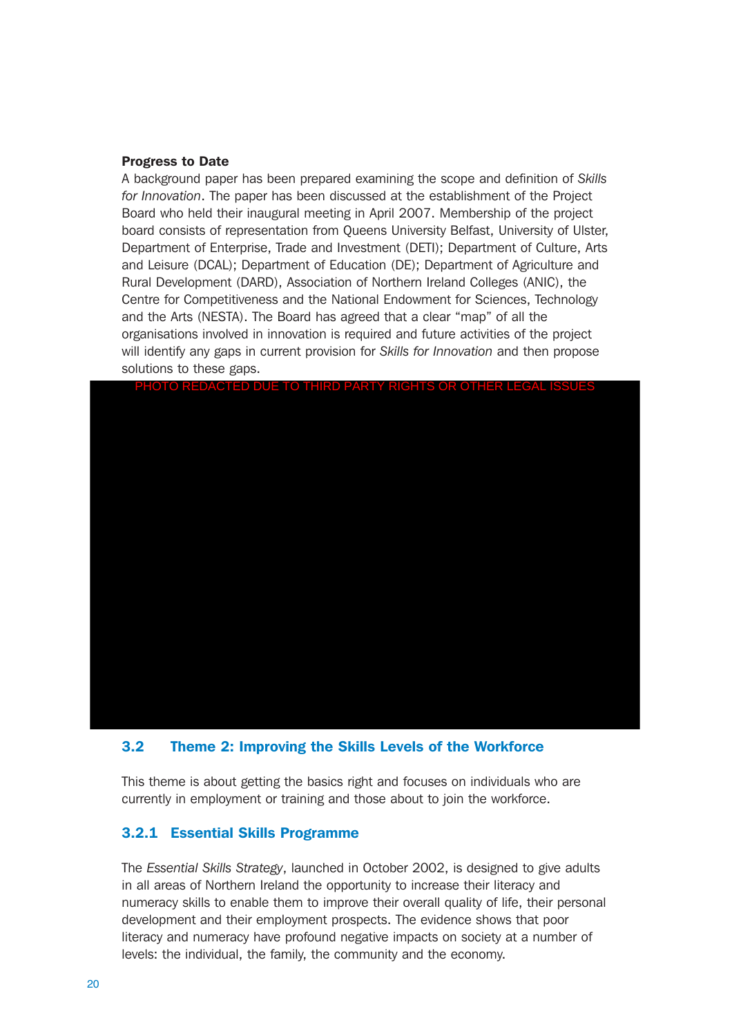**Progress to Date**

A background paper has been prepared examining the scope and definition of *Skills for Innovation*. The paper has been discussed at the establishment of the Project Board who held their inaugural meeting in April 2007. Membership of the project board consists of representation from Queens University Belfast, University of Ulster, Department of Enterprise, Trade and Investment (DETI); Department of Culture, Arts and Leisure (DCAL); Department of Education (DE); Department of Agriculture and Rural Development (DARD), Association of Northern Ireland Colleges (ANIC), the Centre for Competitiveness and the National Endowment for Sciences, Technology and the Arts (NESTA). The Board has agreed that a clear "map" of all the organisations involved in innovation is required and future activities of the project will identify any gaps in current provision for *Skills for Innovation* and then propose solutions to these gaps.

PHOTO REDACTED DUE TO THIRD PARTY RIGHTS OR OTHER LEGAL ISSUES

## 3.2 Theme 2: Improving the Skills Levels of the Workforce

This theme is about getting the basics right and focuses on individuals who are currently in employment or training and those about to join the workforce.

### 3.2.1 Essential Skills Programme

The *Essential Skills Strategy*, launched in October 2002, is designed to give adults in all areas of Northern Ireland the opportunity to increase their literacy and numeracy skills to enable them to improve their overall quality of life, their personal development and their employment prospects. The evidence shows that poor literacy and numeracy have profound negative impacts on society at a number of levels: the individual, the family, the community and the economy.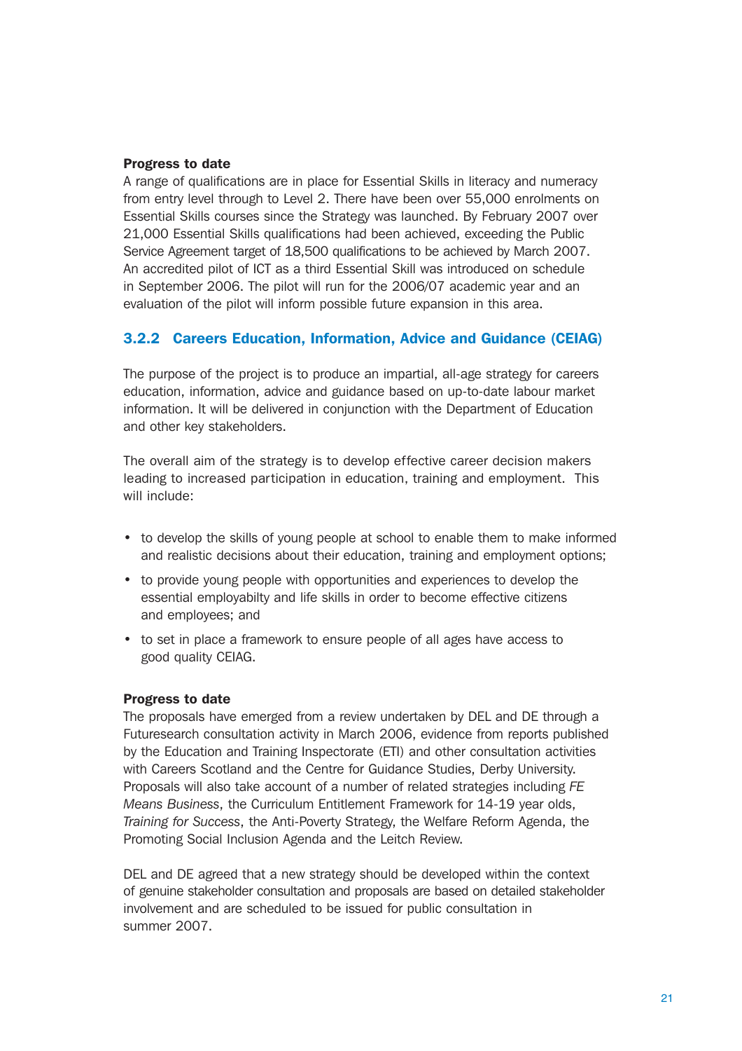**Progress to date**

A range of qualifications are in place for Essential Skills in literacy and numeracy from entry level through to Level 2. There have been over 55,000 enrolments on Essential Skills courses since the Strategy was launched. By February 2007 over 21,000 Essential Skills qualifications had been achieved, exceeding the Public Service Agreement target of 18,500 qualifications to be achieved by March 2007. An accredited pilot of ICT as a third Essential Skill was introduced on schedule in September 2006. The pilot will run for the 2006/07 academic year and an evaluation of the pilot will inform possible future expansion in this area.

### 3.2.2 Careers Education, Information, Advice and Guidance (CEIAG)

The purpose of the project is to produce an impartial, all-age strategy for careers education, information, advice and guidance based on up-to-date labour market information. It will be delivered in conjunction with the Department of Education and other key stakeholders.

The overall aim of the strategy is to develop effective career decision makers leading to increased participation in education, training and employment. This will include:

- to develop the skills of young people at school to enable them to make informed and realistic decisions about their education, training and employment options;
- to provide young people with opportunities and experiences to develop the essential employabilty and life skills in order to become effective citizens and employees; and
- to set in place a framework to ensure people of all ages have access to good quality CEIAG.

**Progress to date**

The proposals have emerged from a review undertaken by DEL and DE through a Futuresearch consultation activity in March 2006, evidence from reports published by the Education and Training Inspectorate (ETI) and other consultation activities with Careers Scotland and the Centre for Guidance Studies, Derby University. Proposals will also take account of a number of related strategies including *FE Means Business*, the Curriculum Entitlement Framework for 14-19 year olds, *Training for Success*, the Anti-Poverty Strategy, the Welfare Reform Agenda, the Promoting Social Inclusion Agenda and the Leitch Review.

DEL and DE agreed that a new strategy should be developed within the context of genuine stakeholder consultation and proposals are based on detailed stakeholder involvement and are scheduled to be issued for public consultation in summer 2007.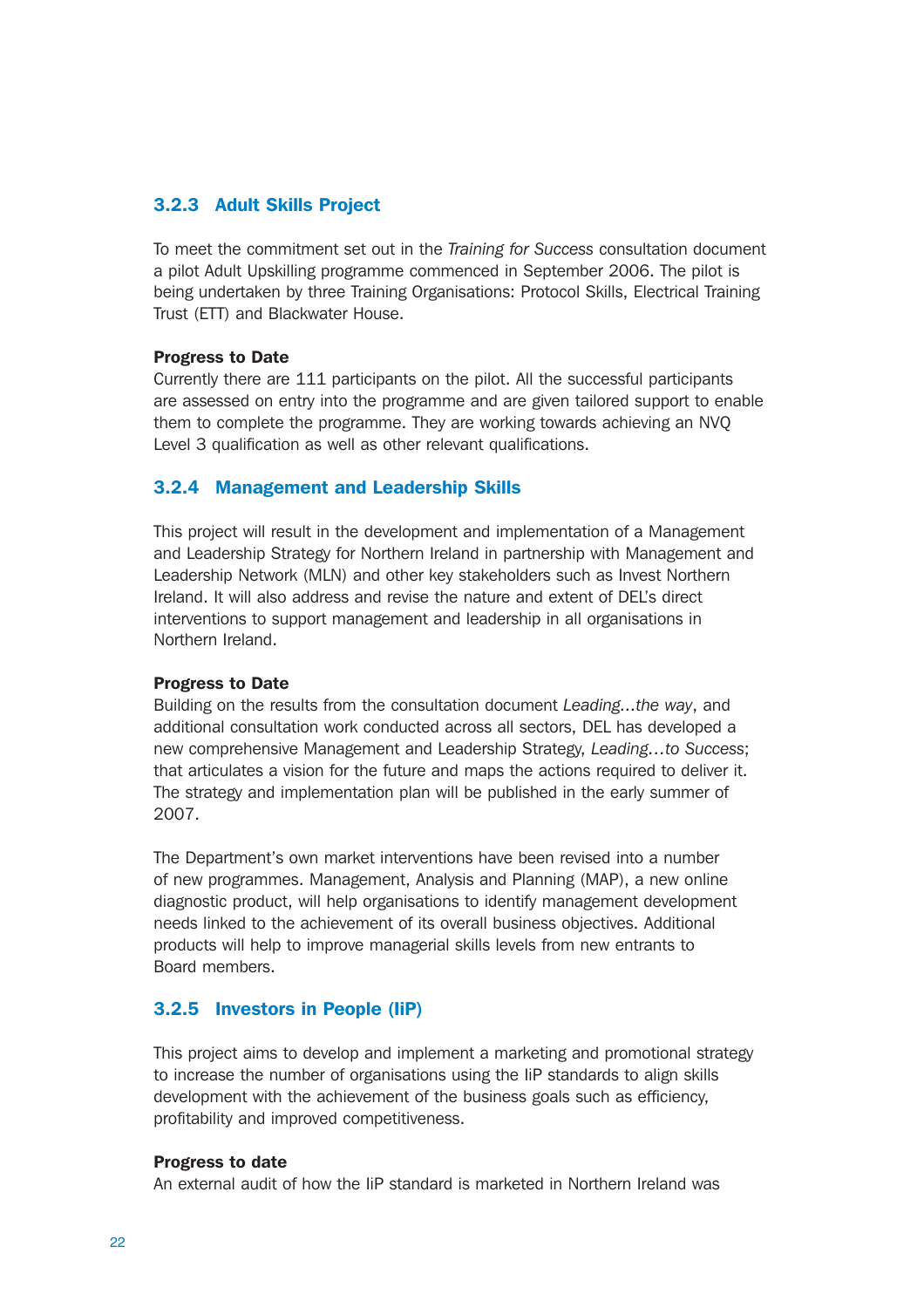### 3.2.3 Adult Skills Project

To meet the commitment set out in the *Training for Success* consultation document a pilot Adult Upskilling programme commenced in September 2006. The pilot is being undertaken by three Training Organisations: Protocol Skills, Electrical Training Trust (ETT) and Blackwater House.

**Progress to Date**
Currently there are 111 participants on the pilot. All the successful participants are assessed on entry into the programme and are given tailored support to enable them to complete the programme. They are working towards achieving an NVQ Level 3 qualification as well as other relevant qualifications.

### 3.2.4 Management and Leadership Skills

This project will result in the development and implementation of a Management and Leadership Strategy for Northern Ireland in partnership with Management and Leadership Network (MLN) and other key stakeholders such as Invest Northern Ireland. It will also address and revise the nature and extent of DEL's direct interventions to support management and leadership in all organisations in Northern Ireland.

**Progress to Date**
Building on the results from the consultation document *Leading…the way*, and additional consultation work conducted across all sectors, DEL has developed a new comprehensive Management and Leadership Strategy, *Leading…to Success*; that articulates a vision for the future and maps the actions required to deliver it. The strategy and implementation plan will be published in the early summer of 2007.

The Department's own market interventions have been revised into a number of new programmes. Management, Analysis and Planning (MAP), a new online diagnostic product, will help organisations to identify management development needs linked to the achievement of its overall business objectives. Additional products will help to improve managerial skills levels from new entrants to Board members.

### 3.2.5 Investors in People (IiP)

This project aims to develop and implement a marketing and promotional strategy to increase the number of organisations using the IiP standards to align skills development with the achievement of the business goals such as efficiency, profitability and improved competitiveness.

**Progress to date**
An external audit of how the IiP standard is marketed in Northern Ireland was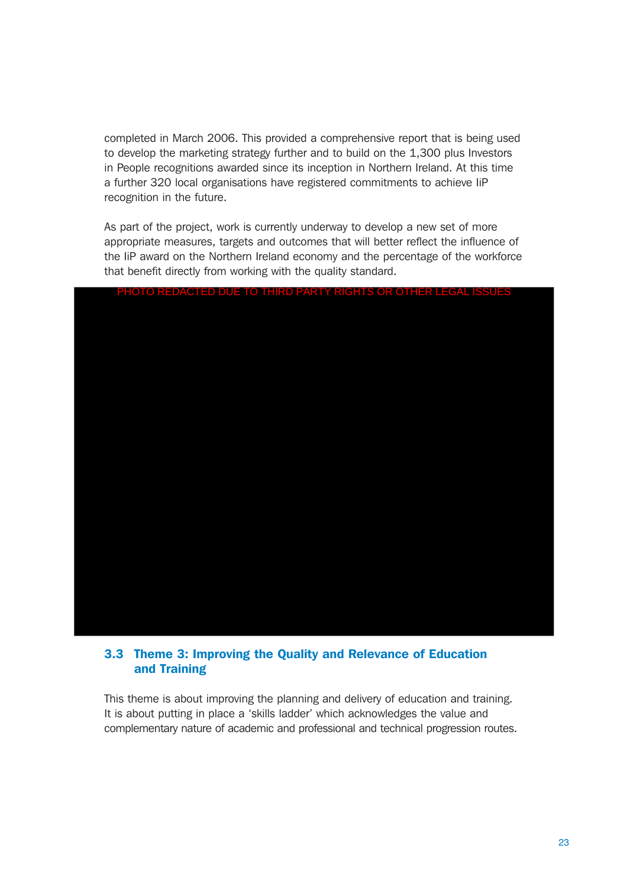completed in March 2006. This provided a comprehensive report that is being used to develop the marketing strategy further and to build on the 1,300 plus Investors in People recognitions awarded since its inception in Northern Ireland. At this time a further 320 local organisations have registered commitments to achieve IiP recognition in the future.

As part of the project, work is currently underway to develop a new set of more appropriate measures, targets and outcomes that will better reflect the influence of the IiP award on the Northern Ireland economy and the percentage of the workforce that benefit directly from working with the quality standard.

PHOTO REDACTED DUE TO THIRD PARTY RIGHTS OR OTHER LEGAL ISSUES

## 3.3 Theme 3: Improving the Quality and Relevance of Education and Training

This theme is about improving the planning and delivery of education and training. It is about putting in place a 'skills ladder' which acknowledges the value and complementary nature of academic and professional and technical progression routes.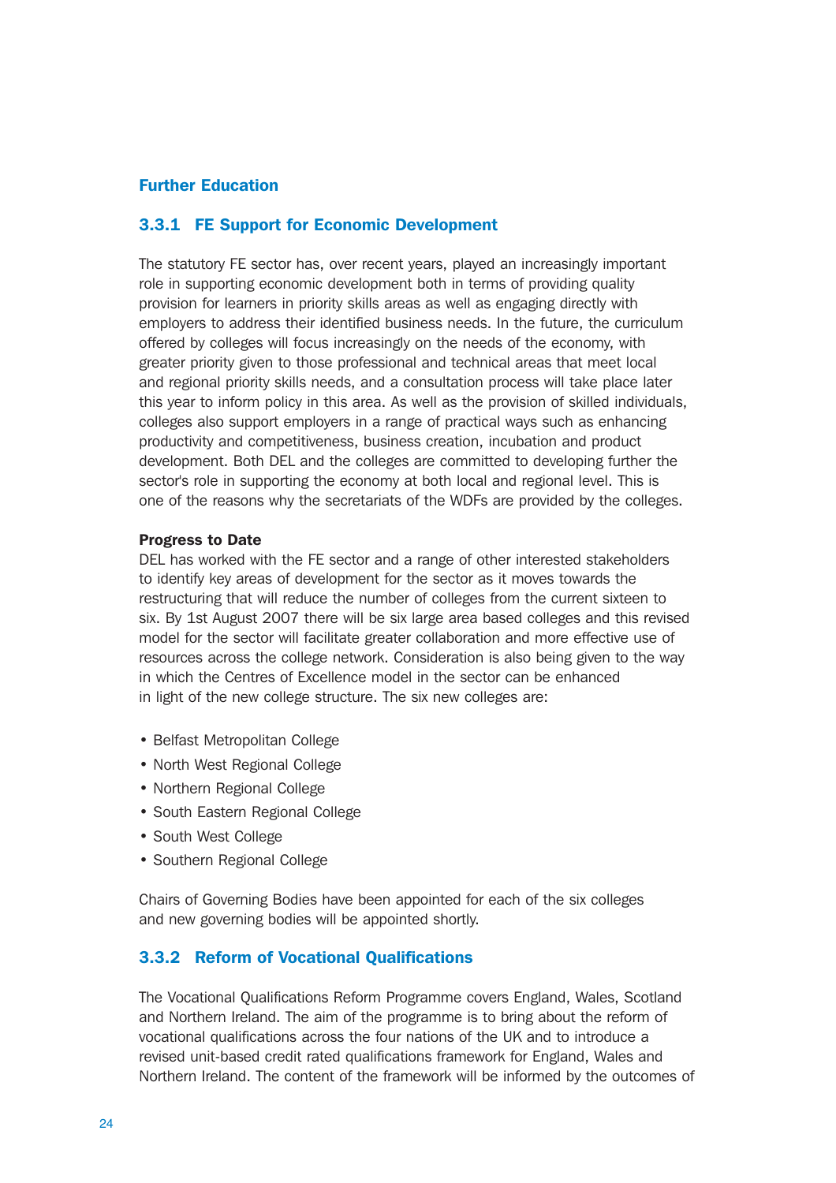## Further Education

### 3.3.1 FE Support for Economic Development

The statutory FE sector has, over recent years, played an increasingly important role in supporting economic development both in terms of providing quality provision for learners in priority skills areas as well as engaging directly with employers to address their identified business needs. In the future, the curriculum offered by colleges will focus increasingly on the needs of the economy, with greater priority given to those professional and technical areas that meet local and regional priority skills needs, and a consultation process will take place later this year to inform policy in this area. As well as the provision of skilled individuals, colleges also support employers in a range of practical ways such as enhancing productivity and competitiveness, business creation, incubation and product development. Both DEL and the colleges are committed to developing further the sector's role in supporting the economy at both local and regional level. This is one of the reasons why the secretariats of the WDFs are provided by the colleges.

**Progress to Date**

DEL has worked with the FE sector and a range of other interested stakeholders to identify key areas of development for the sector as it moves towards the restructuring that will reduce the number of colleges from the current sixteen to six. By 1st August 2007 there will be six large area based colleges and this revised model for the sector will facilitate greater collaboration and more effective use of resources across the college network. Consideration is also being given to the way in which the Centres of Excellence model in the sector can be enhanced in light of the new college structure. The six new colleges are:

- Belfast Metropolitan College
- North West Regional College
- Northern Regional College
- South Eastern Regional College
- South West College
- Southern Regional College

Chairs of Governing Bodies have been appointed for each of the six colleges and new governing bodies will be appointed shortly.

### 3.3.2 Reform of Vocational Qualifications

The Vocational Qualifications Reform Programme covers England, Wales, Scotland and Northern Ireland. The aim of the programme is to bring about the reform of vocational qualifications across the four nations of the UK and to introduce a revised unit-based credit rated qualifications framework for England, Wales and Northern Ireland. The content of the framework will be informed by the outcomes of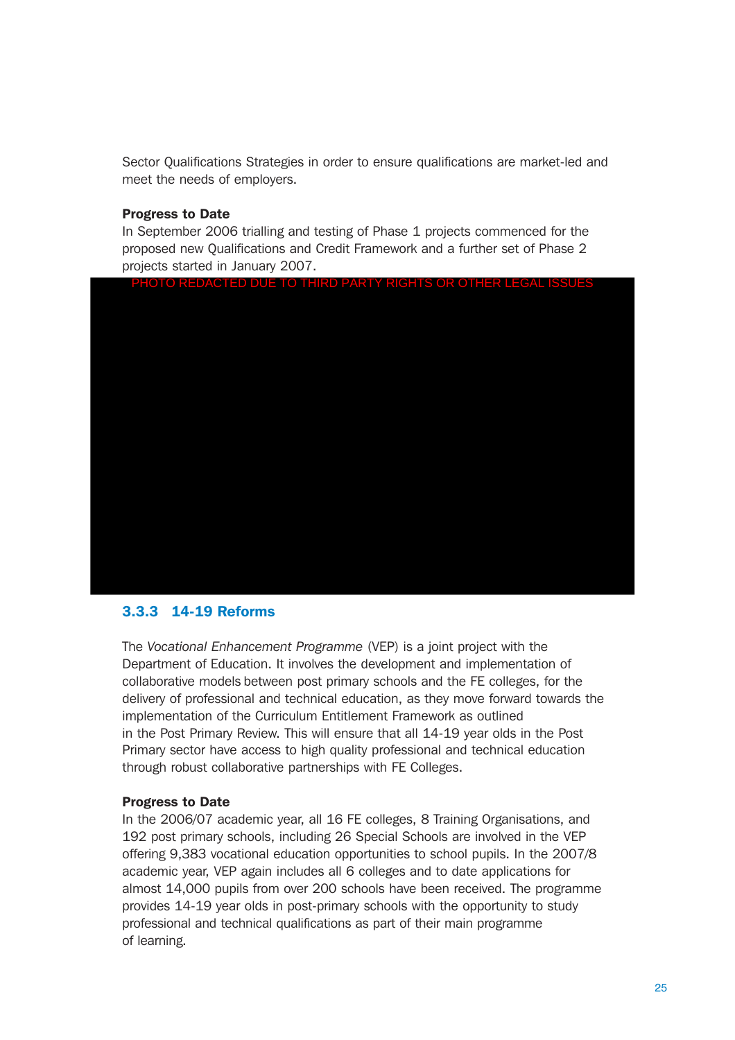Sector Qualifications Strategies in order to ensure qualifications are market-led and meet the needs of employers.

**Progress to Date**
In September 2006 trialling and testing of Phase 1 projects commenced for the proposed new Qualifications and Credit Framework and a further set of Phase 2 projects started in January 2007.

PHOTO REDACTED DUE TO THIRD PARTY RIGHTS OR OTHER LEGAL ISSUES

### 3.3.3 14-19 Reforms

The *Vocational Enhancement Programme* (VEP) is a joint project with the Department of Education. It involves the development and implementation of collaborative models between post primary schools and the FE colleges, for the delivery of professional and technical education, as they move forward towards the implementation of the Curriculum Entitlement Framework as outlined in the Post Primary Review. This will ensure that all 14-19 year olds in the Post Primary sector have access to high quality professional and technical education through robust collaborative partnerships with FE Colleges.

**Progress to Date**
In the 2006/07 academic year, all 16 FE colleges, 8 Training Organisations, and 192 post primary schools, including 26 Special Schools are involved in the VEP offering 9,383 vocational education opportunities to school pupils. In the 2007/8 academic year, VEP again includes all 6 colleges and to date applications for almost 14,000 pupils from over 200 schools have been received. The programme provides 14-19 year olds in post-primary schools with the opportunity to study professional and technical qualifications as part of their main programme of learning.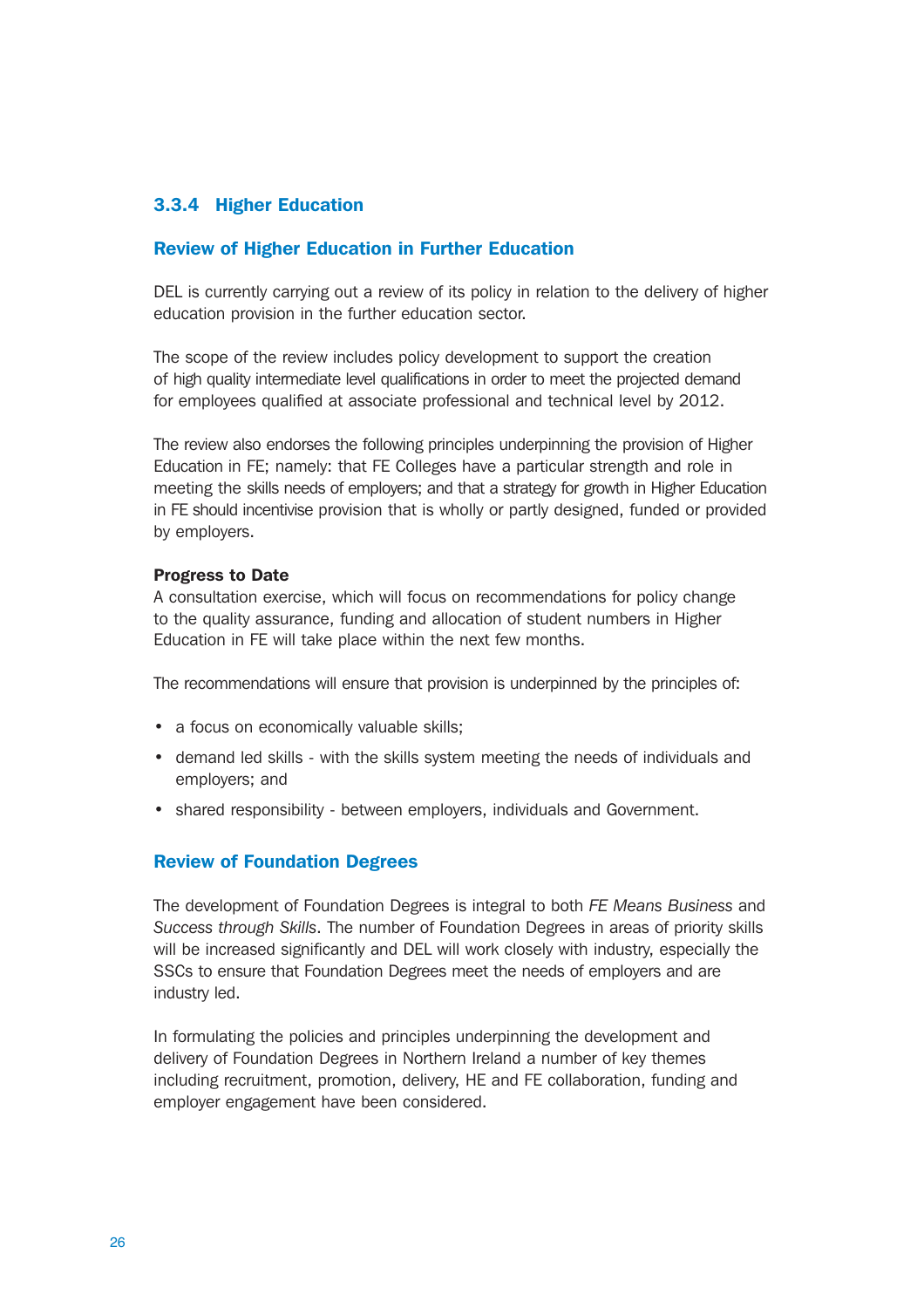### 3.3.4 Higher Education

#### Review of Higher Education in Further Education

DEL is currently carrying out a review of its policy in relation to the delivery of higher education provision in the further education sector.

The scope of the review includes policy development to support the creation of high quality intermediate level qualifications in order to meet the projected demand for employees qualified at associate professional and technical level by 2012.

The review also endorses the following principles underpinning the provision of Higher Education in FE; namely: that FE Colleges have a particular strength and role in meeting the skills needs of employers; and that a strategy for growth in Higher Education in FE should incentivise provision that is wholly or partly designed, funded or provided by employers.

**Progress to Date**
A consultation exercise, which will focus on recommendations for policy change to the quality assurance, funding and allocation of student numbers in Higher Education in FE will take place within the next few months.

The recommendations will ensure that provision is underpinned by the principles of:

- a focus on economically valuable skills;
- demand led skills - with the skills system meeting the needs of individuals and employers; and
- shared responsibility - between employers, individuals and Government.

#### Review of Foundation Degrees

The development of Foundation Degrees is integral to both *FE Means Business* and *Success through Skills*. The number of Foundation Degrees in areas of priority skills will be increased significantly and DEL will work closely with industry, especially the SSCs to ensure that Foundation Degrees meet the needs of employers and are industry led.

In formulating the policies and principles underpinning the development and delivery of Foundation Degrees in Northern Ireland a number of key themes including recruitment, promotion, delivery, HE and FE collaboration, funding and employer engagement have been considered.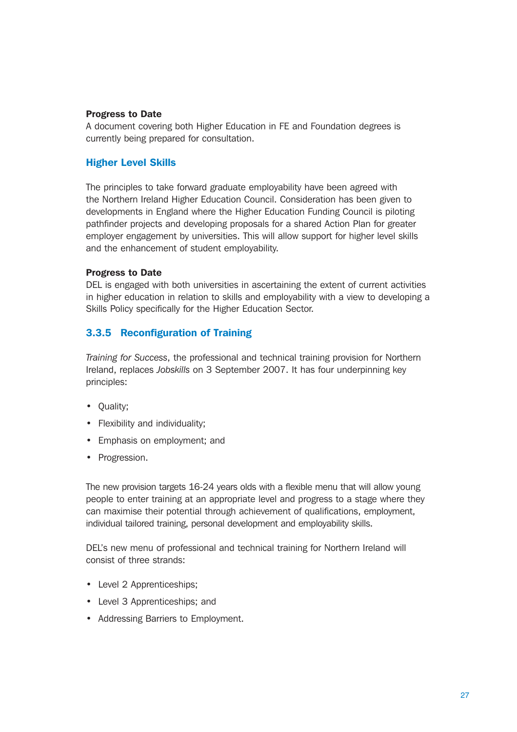**Progress to Date**
A document covering both Higher Education in FE and Foundation degrees is currently being prepared for consultation.

### Higher Level Skills

The principles to take forward graduate employability have been agreed with the Northern Ireland Higher Education Council. Consideration has been given to developments in England where the Higher Education Funding Council is piloting pathfinder projects and developing proposals for a shared Action Plan for greater employer engagement by universities. This will allow support for higher level skills and the enhancement of student employability.

**Progress to Date**
DEL is engaged with both universities in ascertaining the extent of current activities in higher education in relation to skills and employability with a view to developing a Skills Policy specifically for the Higher Education Sector.

### 3.3.5 Reconfiguration of Training

*Training for Success*, the professional and technical training provision for Northern Ireland, replaces *Jobskills* on 3 September 2007. It has four underpinning key principles:

- Quality;
- Flexibility and individuality;
- Emphasis on employment; and
- Progression.

The new provision targets 16-24 years olds with a flexible menu that will allow young people to enter training at an appropriate level and progress to a stage where they can maximise their potential through achievement of qualifications, employment, individual tailored training, personal development and employability skills.

DEL's new menu of professional and technical training for Northern Ireland will consist of three strands:

- Level 2 Apprenticeships;
- Level 3 Apprenticeships; and
- Addressing Barriers to Employment.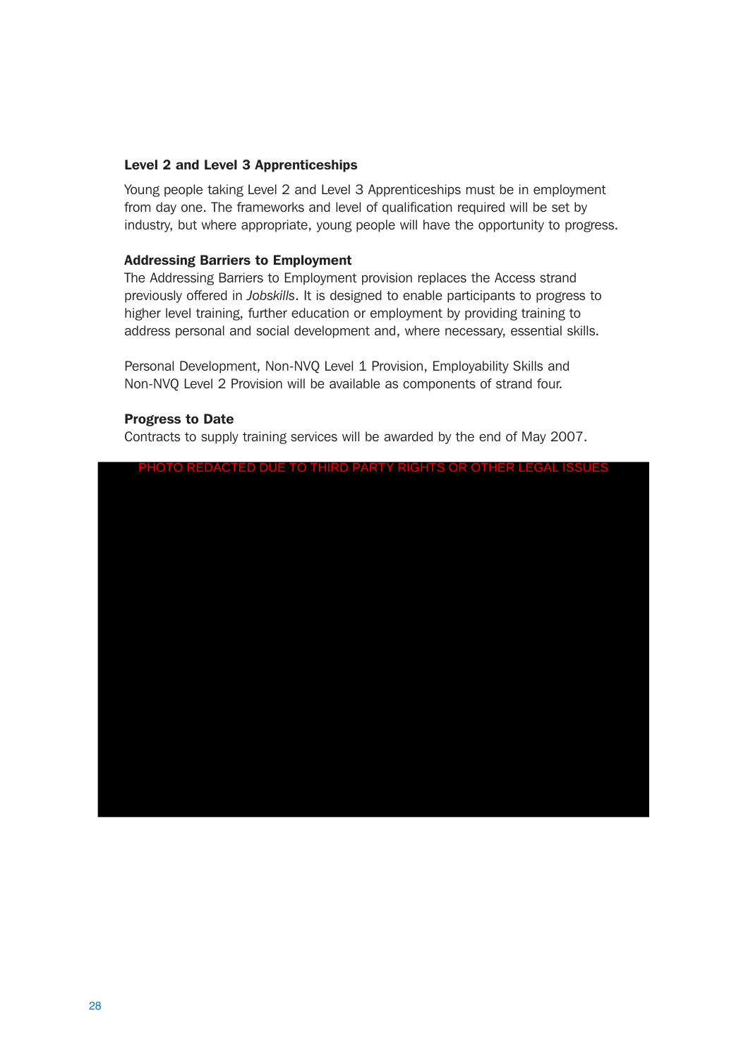### Level 2 and Level 3 Apprenticeships

Young people taking Level 2 and Level 3 Apprenticeships must be in employment from day one. The frameworks and level of qualification required will be set by industry, but where appropriate, young people will have the opportunity to progress.

### Addressing Barriers to Employment

The Addressing Barriers to Employment provision replaces the Access strand previously offered in *Jobskills*. It is designed to enable participants to progress to higher level training, further education or employment by providing training to address personal and social development and, where necessary, essential skills.

Personal Development, Non-NVQ Level 1 Provision, Employability Skills and Non-NVQ Level 2 Provision will be available as components of strand four.

### Progress to Date

Contracts to supply training services will be awarded by the end of May 2007.

PHOTO REDACTED DUE TO THIRD PARTY RIGHTS OR OTHER LEGAL ISSUES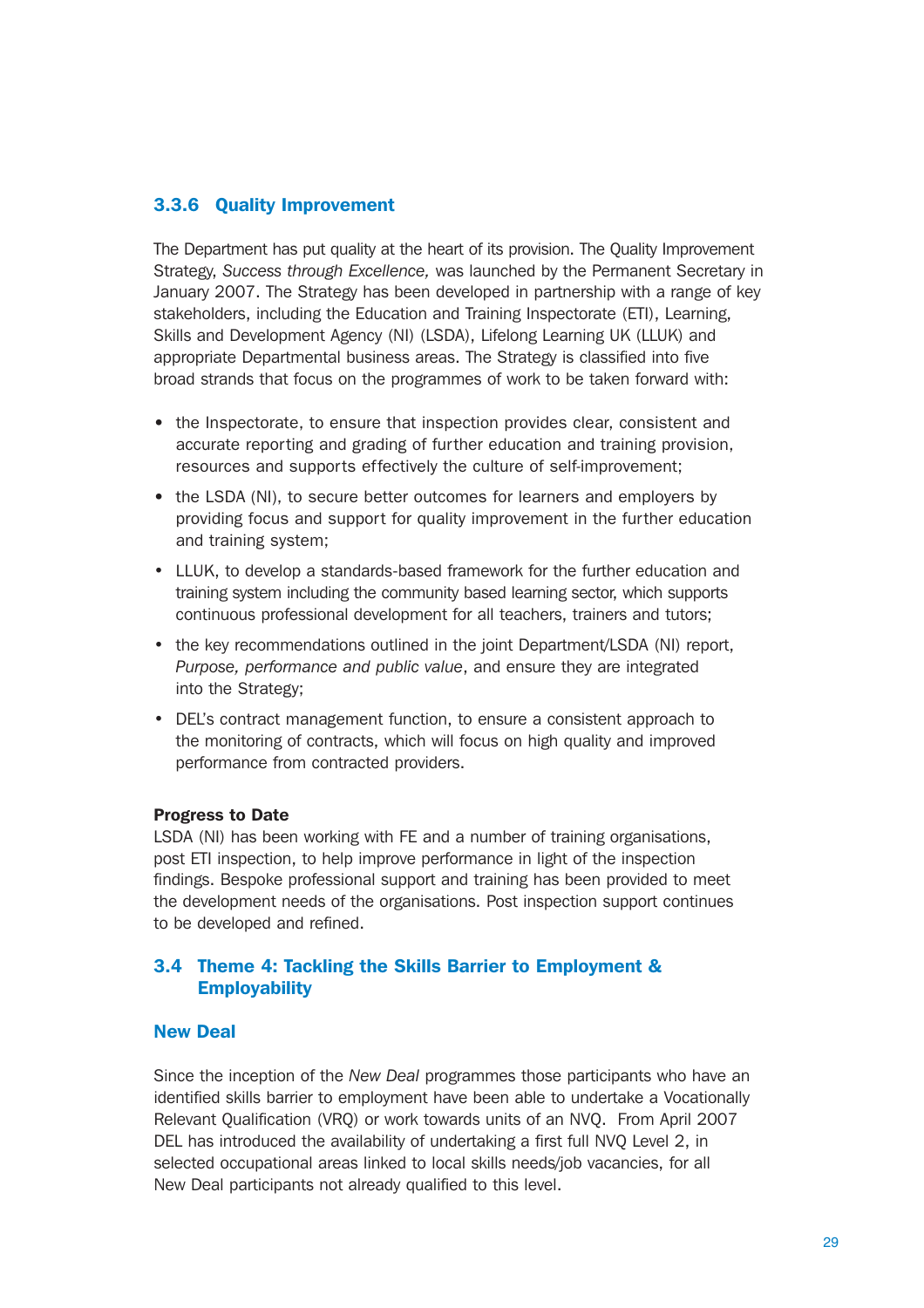### 3.3.6 Quality Improvement

The Department has put quality at the heart of its provision. The Quality Improvement Strategy, *Success through Excellence,* was launched by the Permanent Secretary in January 2007. The Strategy has been developed in partnership with a range of key stakeholders, including the Education and Training Inspectorate (ETI), Learning, Skills and Development Agency (NI) (LSDA), Lifelong Learning UK (LLUK) and appropriate Departmental business areas. The Strategy is classified into five broad strands that focus on the programmes of work to be taken forward with:

- the Inspectorate, to ensure that inspection provides clear, consistent and accurate reporting and grading of further education and training provision, resources and supports effectively the culture of self-improvement;
- the LSDA (NI), to secure better outcomes for learners and employers by providing focus and support for quality improvement in the further education and training system;
- LLUK, to develop a standards-based framework for the further education and training system including the community based learning sector, which supports continuous professional development for all teachers, trainers and tutors;
- the key recommendations outlined in the joint Department/LSDA (NI) report, *Purpose, performance and public value*, and ensure they are integrated into the Strategy;
- DEL's contract management function, to ensure a consistent approach to the monitoring of contracts, which will focus on high quality and improved performance from contracted providers.

**Progress to Date**

LSDA (NI) has been working with FE and a number of training organisations, post ETI inspection, to help improve performance in light of the inspection findings. Bespoke professional support and training has been provided to meet the development needs of the organisations. Post inspection support continues to be developed and refined.

## 3.4 Theme 4: Tackling the Skills Barrier to Employment & Employability

### New Deal

Since the inception of the *New Deal* programmes those participants who have an identified skills barrier to employment have been able to undertake a Vocationally Relevant Qualification (VRQ) or work towards units of an NVQ. From April 2007 DEL has introduced the availability of undertaking a first full NVQ Level 2, in selected occupational areas linked to local skills needs/job vacancies, for all New Deal participants not already qualified to this level.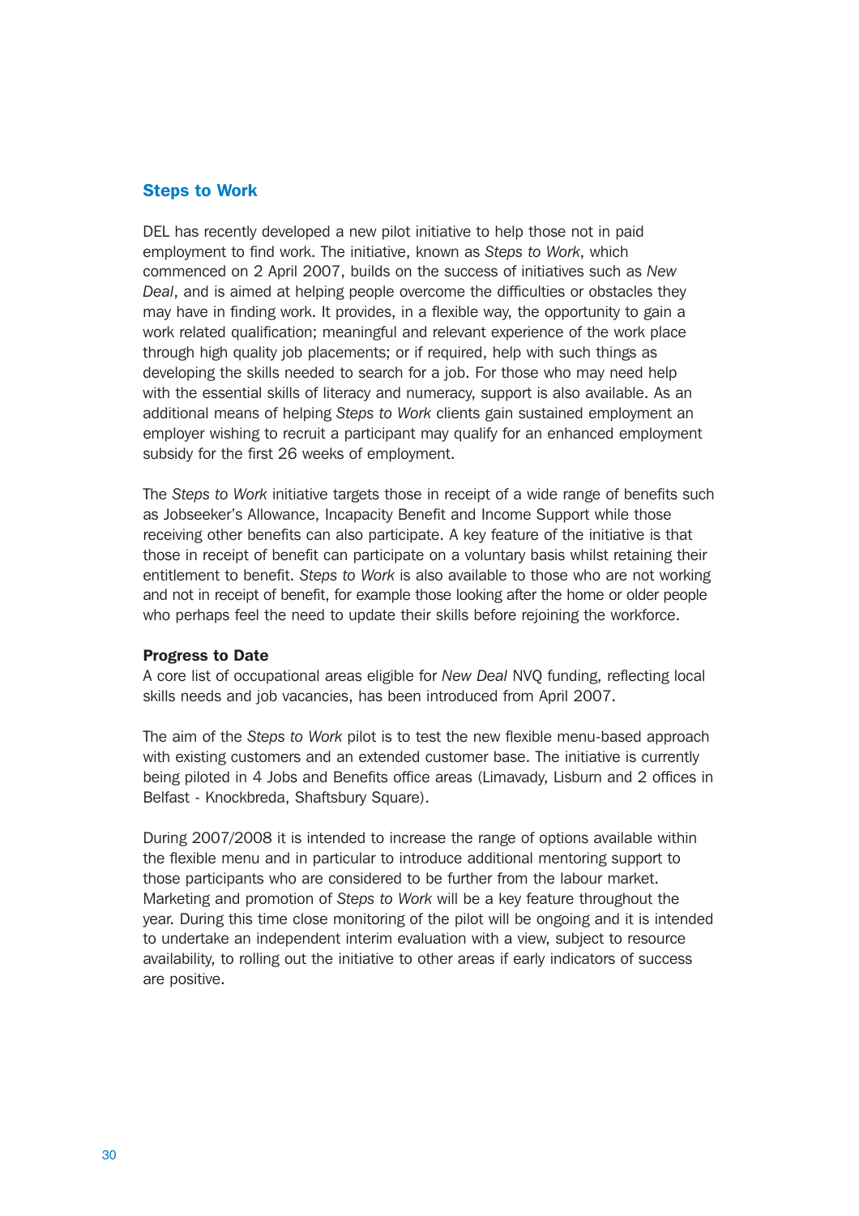## Steps to Work

DEL has recently developed a new pilot initiative to help those not in paid employment to find work. The initiative, known as *Steps to Work*, which commenced on 2 April 2007, builds on the success of initiatives such as *New Deal*, and is aimed at helping people overcome the difficulties or obstacles they may have in finding work. It provides, in a flexible way, the opportunity to gain a work related qualification; meaningful and relevant experience of the work place through high quality job placements; or if required, help with such things as developing the skills needed to search for a job. For those who may need help with the essential skills of literacy and numeracy, support is also available. As an additional means of helping *Steps to Work* clients gain sustained employment an employer wishing to recruit a participant may qualify for an enhanced employment subsidy for the first 26 weeks of employment.

The *Steps to Work* initiative targets those in receipt of a wide range of benefits such as Jobseeker's Allowance, Incapacity Benefit and Income Support while those receiving other benefits can also participate. A key feature of the initiative is that those in receipt of benefit can participate on a voluntary basis whilst retaining their entitlement to benefit. *Steps to Work* is also available to those who are not working and not in receipt of benefit, for example those looking after the home or older people who perhaps feel the need to update their skills before rejoining the workforce.

**Progress to Date**

A core list of occupational areas eligible for *New Deal* NVQ funding, reflecting local skills needs and job vacancies, has been introduced from April 2007.

The aim of the *Steps to Work* pilot is to test the new flexible menu-based approach with existing customers and an extended customer base. The initiative is currently being piloted in 4 Jobs and Benefits office areas (Limavady, Lisburn and 2 offices in Belfast - Knockbreda, Shaftsbury Square).

During 2007/2008 it is intended to increase the range of options available within the flexible menu and in particular to introduce additional mentoring support to those participants who are considered to be further from the labour market. Marketing and promotion of *Steps to Work* will be a key feature throughout the year. During this time close monitoring of the pilot will be ongoing and it is intended to undertake an independent interim evaluation with a view, subject to resource availability, to rolling out the initiative to other areas if early indicators of success are positive.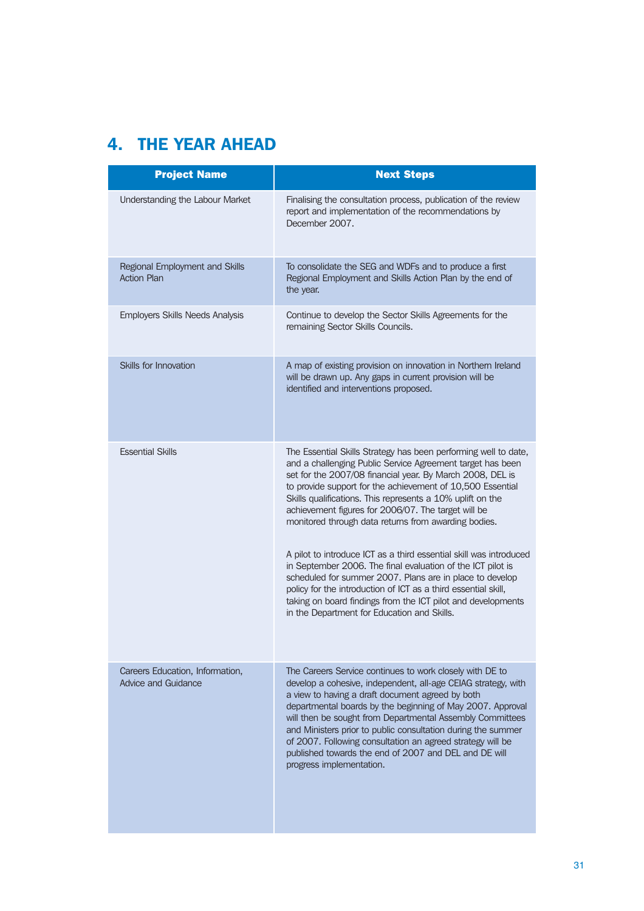## 4. THE YEAR AHEAD

| Project Name | Next Steps |
|---|---|
| Understanding the Labour Market | Finalising the consultation process, publication of the review report and implementation of the recommendations by December 2007. |
| Regional Employment and Skills Action Plan | To consolidate the SEG and WDFs and to produce a first Regional Employment and Skills Action Plan by the end of the year. |
| Employers Skills Needs Analysis | Continue to develop the Sector Skills Agreements for the remaining Sector Skills Councils. |
| Skills for Innovation | A map of existing provision on innovation in Northern Ireland will be drawn up. Any gaps in current provision will be identified and interventions proposed. |
| Essential Skills | The Essential Skills Strategy has been performing well to date, and a challenging Public Service Agreement target has been set for the 2007/08 financial year. By March 2008, DEL is to provide support for the achievement of 10,500 Essential Skills qualifications. This represents a 10% uplift on the achievement figures for 2006/07. The target will be monitored through data returns from awarding bodies.<br><br>A pilot to introduce ICT as a third essential skill was introduced in September 2006. The final evaluation of the ICT pilot is scheduled for summer 2007. Plans are in place to develop policy for the introduction of ICT as a third essential skill, taking on board findings from the ICT pilot and developments in the Department for Education and Skills. |
| Careers Education, Information, Advice and Guidance | The Careers Service continues to work closely with DE to develop a cohesive, independent, all-age CEIAG strategy, with a view to having a draft document agreed by both departmental boards by the beginning of May 2007. Approval will then be sought from Departmental Assembly Committees and Ministers prior to public consultation during the summer of 2007. Following consultation an agreed strategy will be published towards the end of 2007 and DEL and DE will progress implementation. |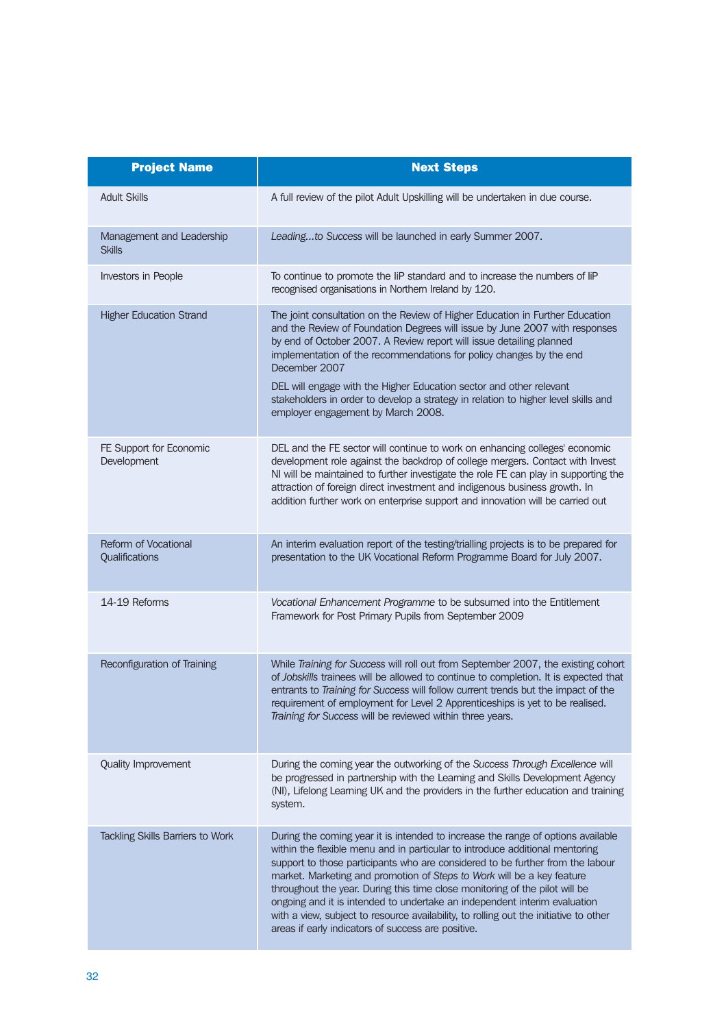| Project Name | Next Steps |
|---|---|
| Adult Skills | A full review of the pilot Adult Upskilling will be undertaken in due course. |
| Management and Leadership Skills | *Leading...to Success* will be launched in early Summer 2007. |
| Investors in People | To continue to promote the IiP standard and to increase the numbers of IiP recognised organisations in Northern Ireland by 120. |
| Higher Education Strand | The joint consultation on the Review of Higher Education in Further Education and the Review of Foundation Degrees will issue by June 2007 with responses by end of October 2007. A Review report will issue detailing planned implementation of the recommendations for policy changes by the end December 2007<br><br>DEL will engage with the Higher Education sector and other relevant stakeholders in order to develop a strategy in relation to higher level skills and employer engagement by March 2008. |
| FE Support for Economic Development | DEL and the FE sector will continue to work on enhancing colleges' economic development role against the backdrop of college mergers. Contact with Invest NI will be maintained to further investigate the role FE can play in supporting the attraction of foreign direct investment and indigenous business growth. In addition further work on enterprise support and innovation will be carried out |
| Reform of Vocational Qualifications | An interim evaluation report of the testing/trialling projects is to be prepared for presentation to the UK Vocational Reform Programme Board for July 2007. |
| 14-19 Reforms | *Vocational Enhancement Programme* to be subsumed into the Entitlement Framework for Post Primary Pupils from September 2009 |
| Reconfiguration of Training | While *Training for Success* will roll out from September 2007, the existing cohort of *Jobskills* trainees will be allowed to continue to completion. It is expected that entrants to *Training for Success* will follow current trends but the impact of the requirement of employment for Level 2 Apprenticeships is yet to be realised. *Training for Success* will be reviewed within three years. |
| Quality Improvement | During the coming year the outworking of the *Success Through Excellence* will be progressed in partnership with the Learning and Skills Development Agency (NI), Lifelong Learning UK and the providers in the further education and training system. |
| Tackling Skills Barriers to Work | During the coming year it is intended to increase the range of options available within the flexible menu and in particular to introduce additional mentoring support to those participants who are considered to be further from the labour market. Marketing and promotion of *Steps to Work* will be a key feature throughout the year. During this time close monitoring of the pilot will be ongoing and it is intended to undertake an independent interim evaluation with a view, subject to resource availability, to rolling out the initiative to other areas if early indicators of success are positive. |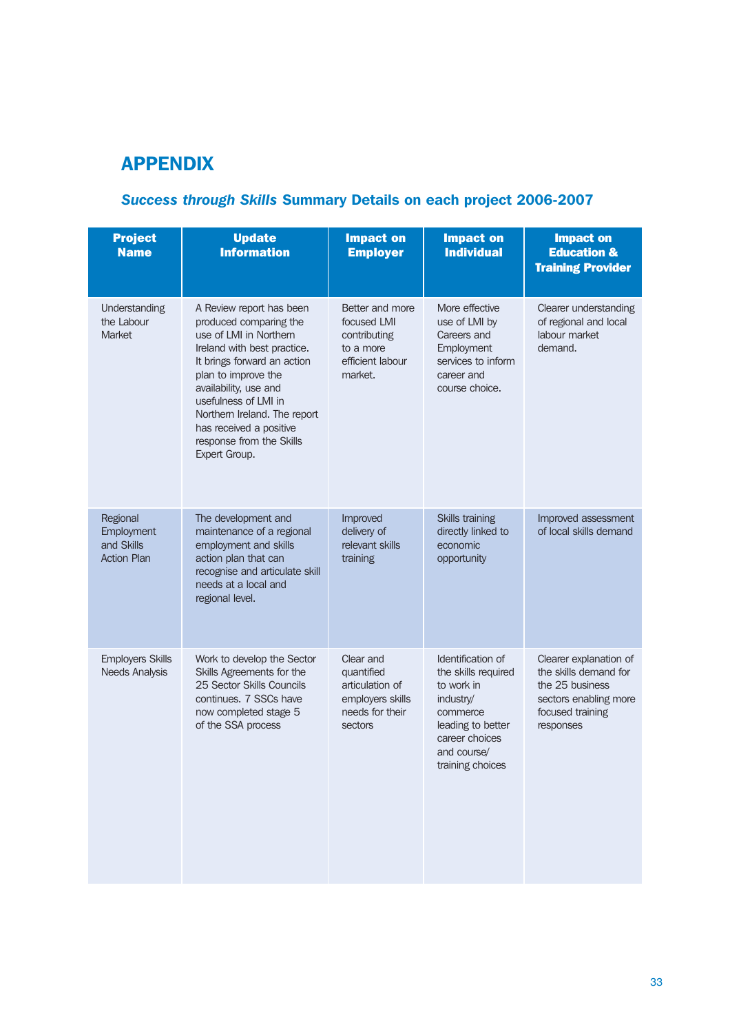# APPENDIX

## *Success through Skills* Summary Details on each project 2006-2007

| Project Name | Update Information | Impact on Employer | Impact on Individual | Impact on Education & Training Provider |
|---|---|---|---|---|
| Understanding the Labour Market | A Review report has been produced comparing the use of LMI in Northern Ireland with best practice. It brings forward an action plan to improve the availability, use and usefulness of LMI in Northern Ireland. The report has received a positive response from the Skills Expert Group. | Better and more focused LMI contributing to a more efficient labour market. | More effective use of LMI by Careers and Employment services to inform career and course choice. | Clearer understanding of regional and local labour market demand. |
| Regional Employment and Skills Action Plan | The development and maintenance of a regional employment and skills action plan that can recognise and articulate skill needs at a local and regional level. | Improved delivery of relevant skills training | Skills training directly linked to economic opportunity | Improved assessment of local skills demand |
| Employers Skills Needs Analysis | Work to develop the Sector Skills Agreements for the 25 Sector Skills Councils continues. 7 SSCs have now completed stage 5 of the SSA process | Clear and quantified articulation of employers skills needs for their sectors | Identification of the skills required to work in industry/ commerce leading to better career choices and course/ training choices | Clearer explanation of the skills demand for the 25 business sectors enabling more focused training responses |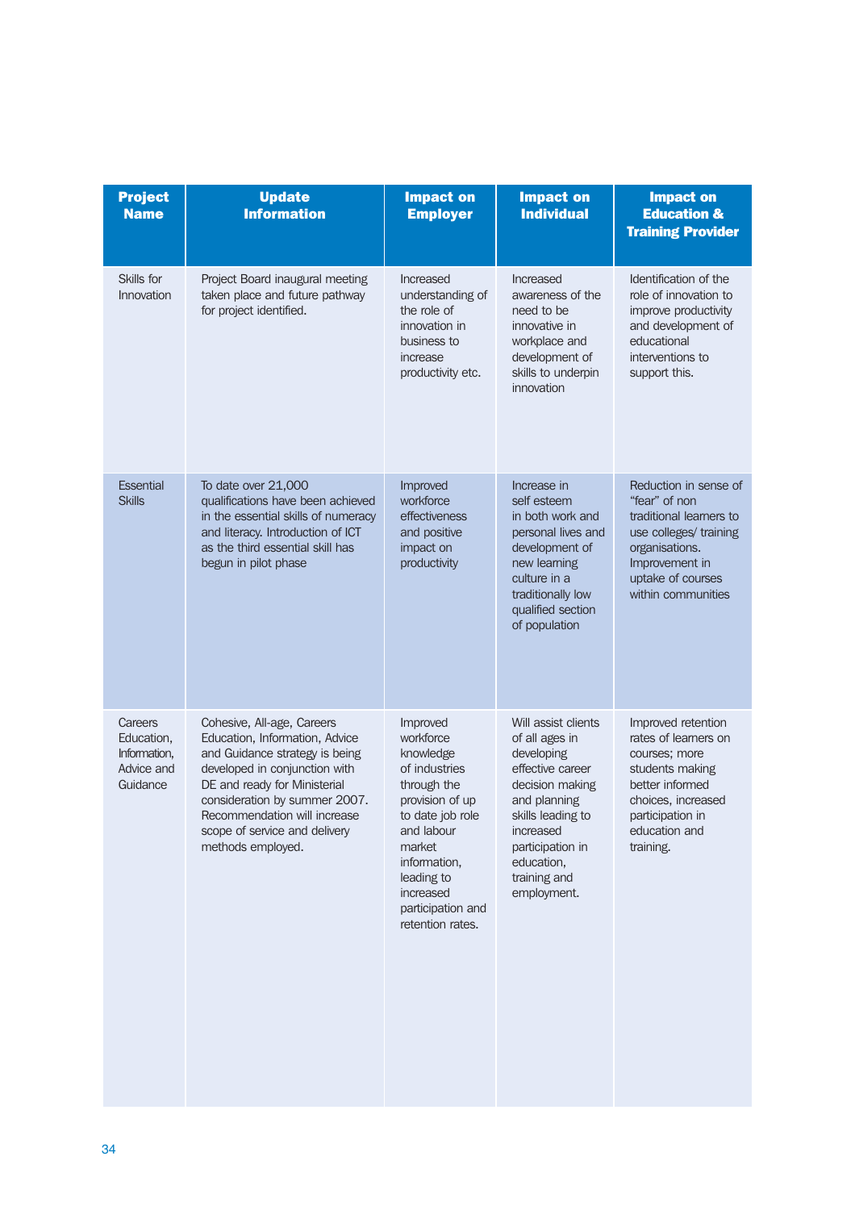| Project Name | Update Information | Impact on Employer | Impact on Individual | Impact on Education & Training Provider |
|---|---|---|---|---|
| Skills for Innovation | Project Board inaugural meeting taken place and future pathway for project identified. | Increased understanding of the role of innovation in business to increase productivity etc. | Increased awareness of the need to be innovative in workplace and development of skills to underpin innovation | Identification of the role of innovation to improve productivity and development of educational interventions to support this. |
| Essential Skills | To date over 21,000 qualifications have been achieved in the essential skills of numeracy and literacy. Introduction of ICT as the third essential skill has begun in pilot phase | Improved workforce effectiveness and positive impact on productivity | Increase in self esteem in both work and personal lives and development of new learning culture in a traditionally low qualified section of population | Reduction in sense of "fear" of non traditional learners to use colleges/ training organisations. Improvement in uptake of courses within communities |
| Careers Education, Information, Advice and Guidance | Cohesive, All-age, Careers Education, Information, Advice and Guidance strategy is being developed in conjunction with DE and ready for Ministerial consideration by summer 2007. Recommendation will increase scope of service and delivery methods employed. | Improved workforce knowledge of industries through the provision of up to date job role and labour market information, leading to increased participation and retention rates. | Will assist clients of all ages in developing effective career decision making and planning skills leading to increased participation in education, training and employment. | Improved retention rates of learners on courses; more students making better informed choices, increased participation in education and training. |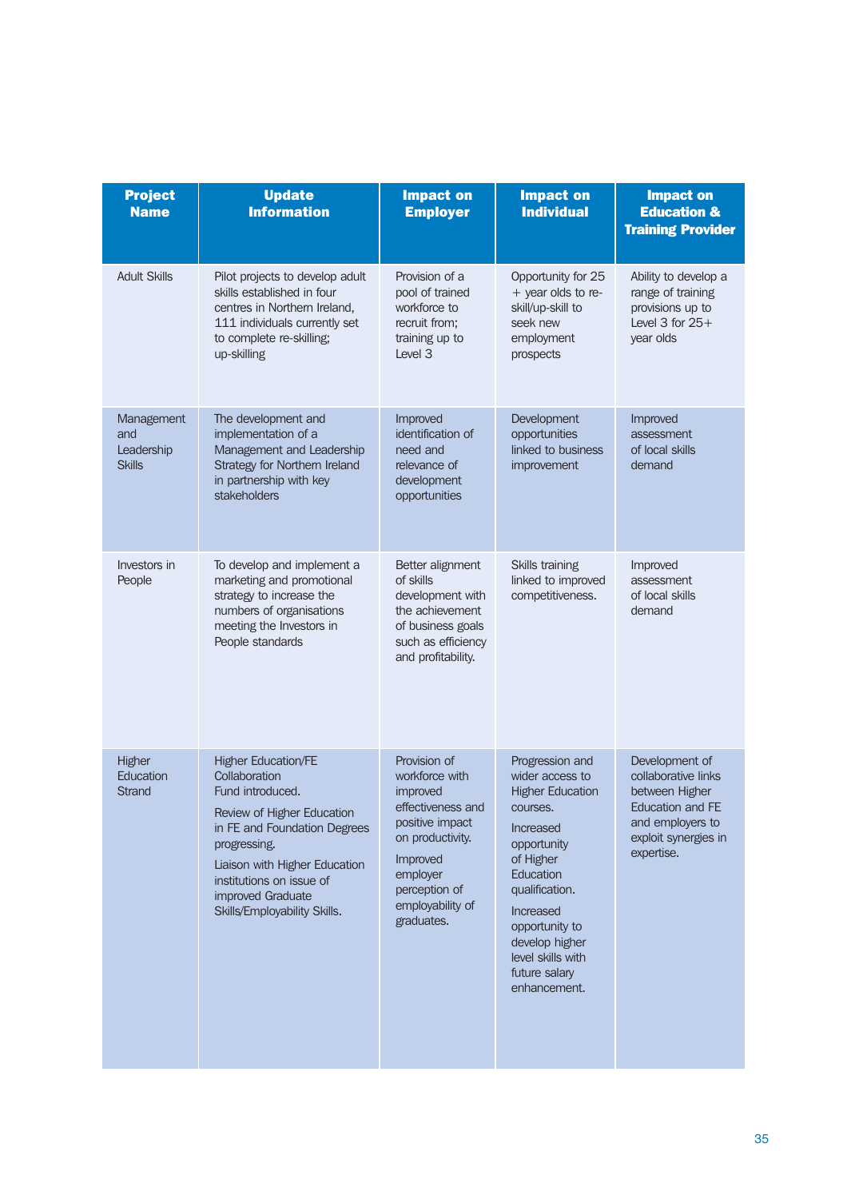| Project Name | Update Information | Impact on Employer | Impact on Individual | Impact on Education & Training Provider |
|---|---|---|---|---|
| Adult Skills | Pilot projects to develop adult skills established in four centres in Northern Ireland, 111 individuals currently set to complete re-skilling; up-skilling | Provision of a pool of trained workforce to recruit from; training up to Level 3 | Opportunity for 25 + year olds to re-skill/up-skill to seek new employment prospects | Ability to develop a range of training provisions up to Level 3 for 25+ year olds |
| Management and Leadership Skills | The development and implementation of a Management and Leadership Strategy for Northern Ireland in partnership with key stakeholders | Improved identification of need and relevance of development opportunities | Development opportunities linked to business improvement | Improved assessment of local skills demand |
| Investors in People | To develop and implement a marketing and promotional strategy to increase the numbers of organisations meeting the Investors in People standards | Better alignment of skills development with the achievement of business goals such as efficiency and profitability. | Skills training linked to improved competitiveness. | Improved assessment of local skills demand |
| Higher Education Strand | Higher Education/FE Collaboration Fund introduced.<br><br>Review of Higher Education in FE and Foundation Degrees progressing.<br><br>Liaison with Higher Education institutions on issue of improved Graduate Skills/Employability Skills. | Provision of workforce with improved effectiveness and positive impact on productivity.<br><br>Improved employer perception of employability of graduates. | Progression and wider access to Higher Education courses.<br><br>Increased opportunity of Higher Education qualification.<br><br>Increased opportunity to develop higher level skills with future salary enhancement. | Development of collaborative links between Higher Education and FE and employers to exploit synergies in expertise. |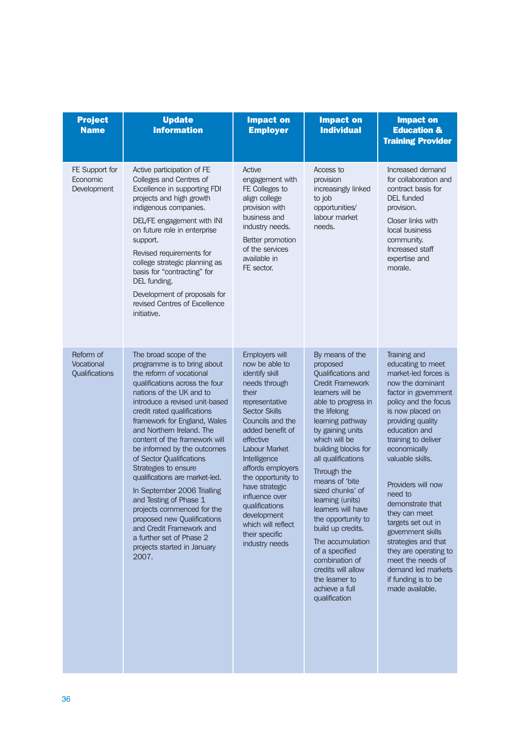| Project Name | Update Information | Impact on Employer | Impact on Individual | Impact on Education & Training Provider |
|---|---|---|---|---|
| FE Support for Economic Development | Active participation of FE Colleges and Centres of Excellence in supporting FDI projects and high growth indigenous companies.<br><br>DEL/FE engagement with INI on future role in enterprise support.<br><br>Revised requirements for college strategic planning as basis for "contracting" for DEL funding.<br><br>Development of proposals for revised Centres of Excellence initiative. | Active engagement with FE Colleges to align college provision with business and industry needs.<br><br>Better promotion of the services available in FE sector. | Access to provision increasingly linked to job opportunities/ labour market needs. | Increased demand for collaboration and contract basis for DEL funded provision.<br><br>Closer links with local business community. Increased staff expertise and morale. |
| Reform of Vocational Qualifications | The broad scope of the programme is to bring about the reform of vocational qualifications across the four nations of the UK and to introduce a revised unit-based credit rated qualifications framework for England, Wales and Northern Ireland. The content of the framework will be informed by the outcomes of Sector Qualifications Strategies to ensure qualifications are market-led.<br><br>In September 2006 Trialling and Testing of Phase 1 projects commenced for the proposed new Qualifications and Credit Framework and a further set of Phase 2 projects started in January 2007. | Employers will now be able to identify skill needs through their representative Sector Skills Councils and the added benefit of effective Labour Market Intelligence affords employers the opportunity to have strategic influence over qualifications development which will reflect their specific industry needs | By means of the proposed Qualifications and Credit Framework learners will be able to progress in the lifelong learning pathway by gaining units which will be building blocks for all qualifications<br><br>Through the means of 'bite sized chunks' of learning (units) learners will have the opportunity to build up credits.<br><br>The accumulation of a specified combination of credits will allow the learner to achieve a full qualification | Training and educating to meet market-led forces is now the dominant factor in government policy and the focus is now placed on providing quality education and training to deliver economically valuable skills.<br><br>Providers will now need to demonstrate that they can meet targets set out in government skills strategies and that they are operating to meet the needs of demand led markets if funding is to be made available. |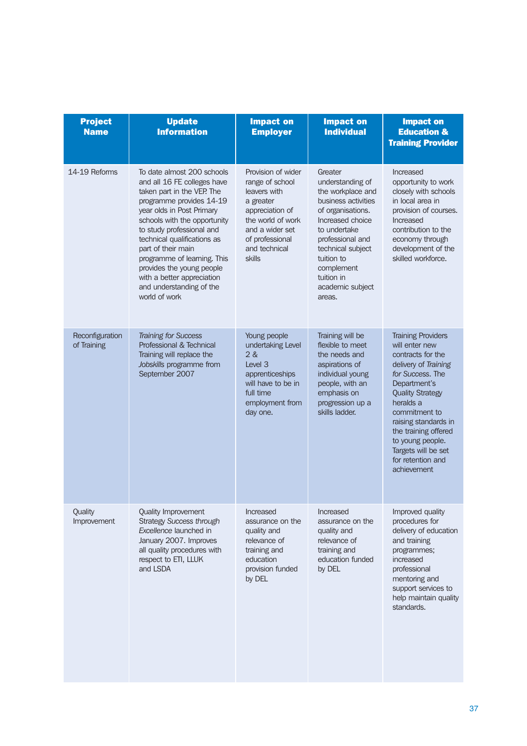| Project Name | Update Information | Impact on Employer | Impact on Individual | Impact on Education & Training Provider |
|---|---|---|---|---|
| 14-19 Reforms | To date almost 200 schools and all 16 FE colleges have taken part in the VEP. The programme provides 14-19 year olds in Post Primary schools with the opportunity to study professional and technical qualifications as part of their main programme of learning. This provides the young people with a better appreciation and understanding of the world of work | Provision of wider range of school leavers with a greater appreciation of the world of work and a wider set of professional and technical skills | Greater understanding of the workplace and business activities of organisations. Increased choice to undertake professional and technical subject tuition to complement tuition in academic subject areas. | Increased opportunity to work closely with schools in local area in provision of courses. Increased contribution to the economy through development of the skilled workforce. |
| Reconfiguration of Training | *Training for Success* Professional & Technical Training will replace the *Jobskills* programme from September 2007 | Young people undertaking Level 2 & Level 3 apprenticeships will have to be in full time employment from day one. | Training will be flexible to meet the needs and aspirations of individual young people, with an emphasis on progression up a skills ladder. | Training Providers will enter new contracts for the delivery of *Training for Success*. The Department's Quality Strategy heralds a commitment to raising standards in the training offered to young people. Targets will be set for retention and achievement |
| Quality Improvement | Quality Improvement Strategy *Success through Excellence* launched in January 2007. Improves all quality procedures with respect to ETI, LLUK and LSDA | Increased assurance on the quality and relevance of training and education provision funded by DEL | Increased assurance on the quality and relevance of training and education funded by DEL | Improved quality procedures for delivery of education and training programmes; increased professional mentoring and support services to help maintain quality standards. |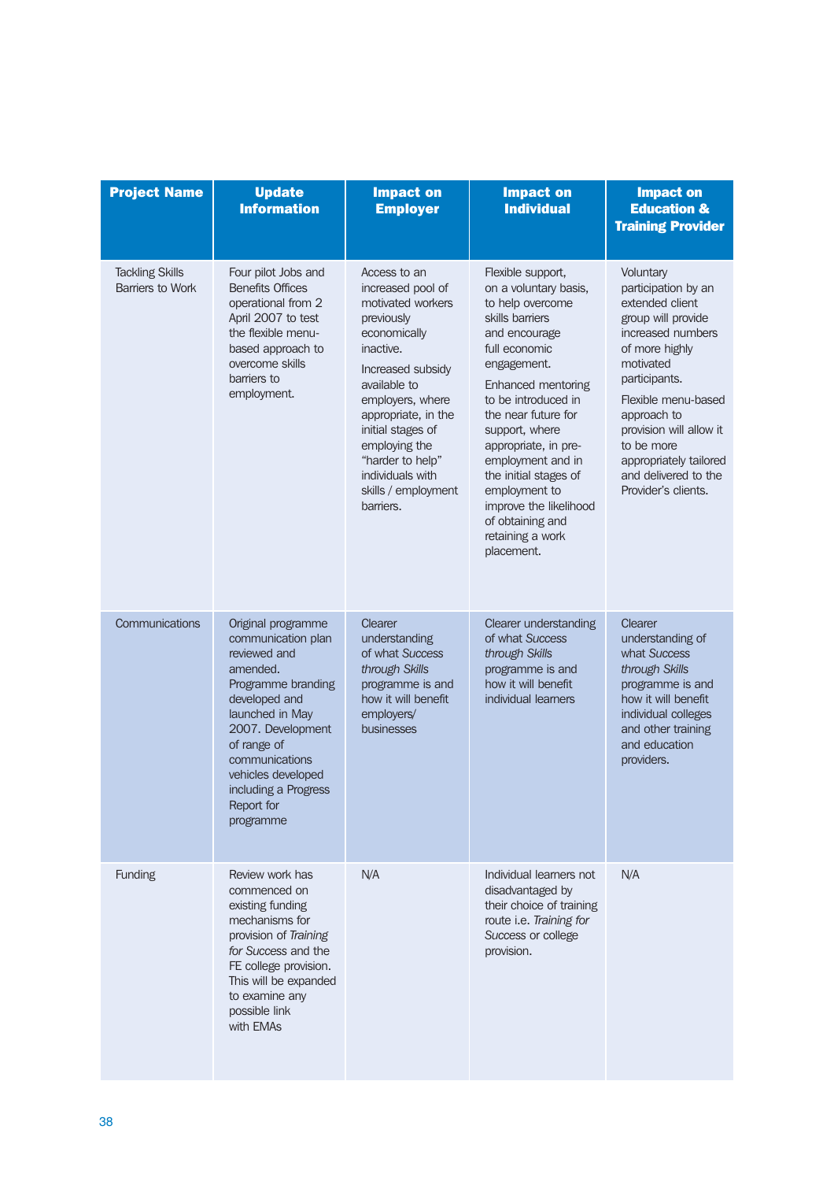| Project Name | Update Information | Impact on Employer | Impact on Individual | Impact on Education & Training Provider |
|---|---|---|---|---|
| Tackling Skills Barriers to Work | Four pilot Jobs and Benefits Offices operational from 2 April 2007 to test the flexible menu-based approach to overcome skills barriers to employment. | Access to an increased pool of motivated workers previously economically inactive.<br><br>Increased subsidy available to employers, where appropriate, in the initial stages of employing the "harder to help" individuals with skills / employment barriers. | Flexible support, on a voluntary basis, to help overcome skills barriers and encourage full economic engagement.<br><br>Enhanced mentoring to be introduced in the near future for support, where appropriate, in pre-employment and in the initial stages of employment to improve the likelihood of obtaining and retaining a work placement. | Voluntary participation by an extended client group will provide increased numbers of more highly motivated participants.<br><br>Flexible menu-based approach to provision will allow it to be more appropriately tailored and delivered to the Provider's clients. |
| Communications | Original programme communication plan reviewed and amended. Programme branding developed and launched in May 2007. Development of range of communications vehicles developed including a Progress Report for programme | Clearer understanding of what *Success through Skills* programme is and how it will benefit employers/ businesses | Clearer understanding of what *Success through Skills* programme is and how it will benefit individual learners | Clearer understanding of what *Success through Skills* programme is and how it will benefit individual colleges and other training and education providers. |
| Funding | Review work has commenced on existing funding mechanisms for provision of *Training for Success* and the FE college provision. This will be expanded to examine any possible link with EMAs | N/A | Individual learners not disadvantaged by their choice of training route i.e. *Training for Success* or college provision. | N/A |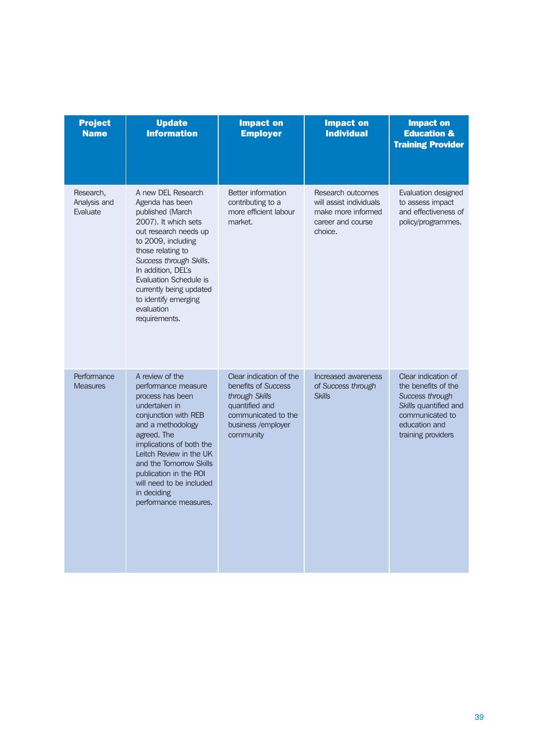| Project Name | Update Information | Impact on Employer | Impact on Individual | Impact on Education & Training Provider |
|---|---|---|---|---|
| Research, Analysis and Evaluate | A new DEL Research Agenda has been published (March 2007). It which sets out research needs up to 2009, including those relating to *Success through Skills*. In addition, DEL's Evaluation Schedule is currently being updated to identify emerging evaluation requirements. | Better information contributing to a more efficient labour market. | Research outcomes will assist individuals make more informed career and course choice. | Evaluation designed to assess impact and effectiveness of policy/programmes. |
| Performance Measures | A review of the performance measure process has been undertaken in conjunction with REB and a methodology agreed. The implications of both the Leitch Review in the UK and the Tomorrow Skills publication in the ROI will need to be included in deciding performance measures. | Clear indication of the benefits of *Success through Skills* quantified and communicated to the business /employer community | Increased awareness of *Success through Skills* | Clear indication of the benefits of the *Success through Skills* quantified and communicated to education and training providers |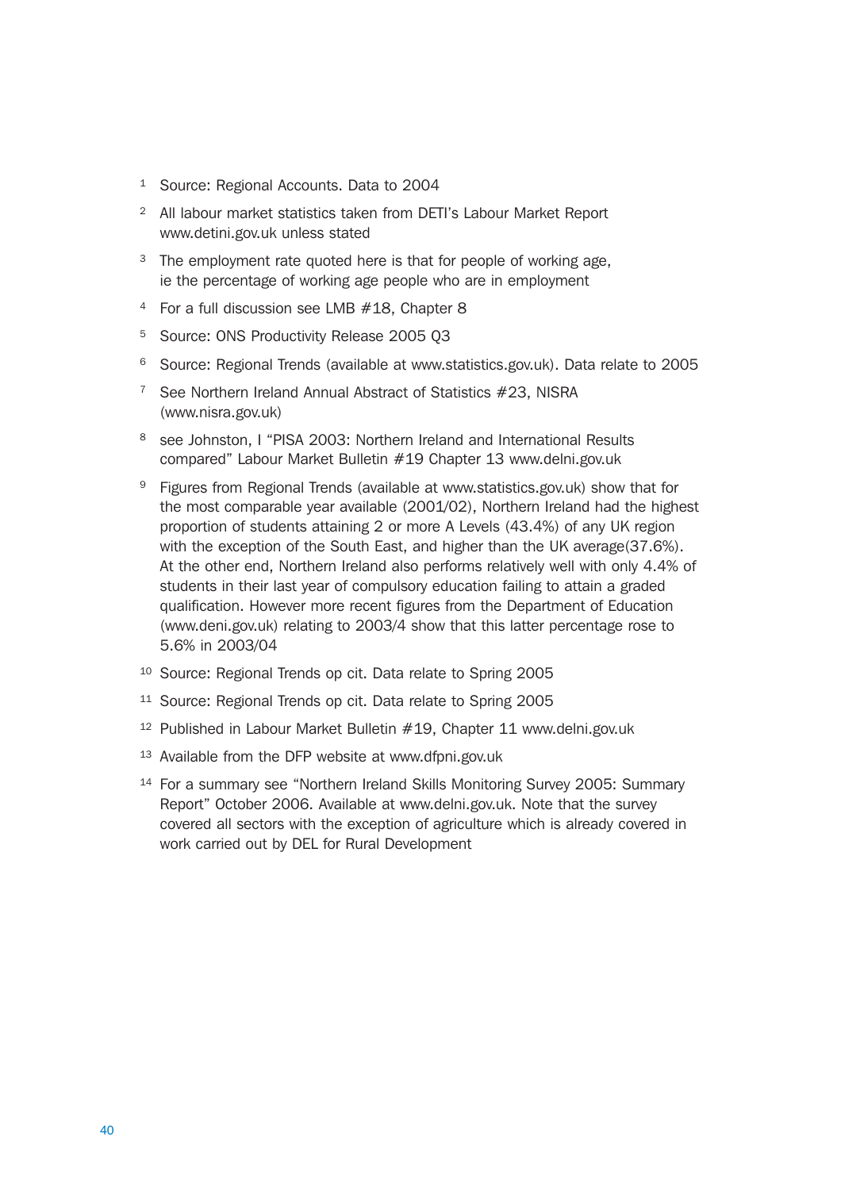[1] Source: Regional Accounts. Data to 2004

[2] All labour market statistics taken from DETI's Labour Market Report www.detini.gov.uk unless stated

[3] The employment rate quoted here is that for people of working age, ie the percentage of working age people who are in employment

[4] For a full discussion see LMB #18, Chapter 8

[5] Source: ONS Productivity Release 2005 Q3

[6] Source: Regional Trends (available at www.statistics.gov.uk). Data relate to 2005

[7] See Northern Ireland Annual Abstract of Statistics #23, NISRA (www.nisra.gov.uk)

[8] see Johnston, I "PISA 2003: Northern Ireland and International Results compared" Labour Market Bulletin #19 Chapter 13 www.delni.gov.uk

[9] Figures from Regional Trends (available at www.statistics.gov.uk) show that for the most comparable year available (2001/02), Northern Ireland had the highest proportion of students attaining 2 or more A Levels (43.4%) of any UK region with the exception of the South East, and higher than the UK average(37.6%). At the other end, Northern Ireland also performs relatively well with only 4.4% of students in their last year of compulsory education failing to attain a graded qualification. However more recent figures from the Department of Education (www.deni.gov.uk) relating to 2003/4 show that this latter percentage rose to 5.6% in 2003/04

[10] Source: Regional Trends op cit. Data relate to Spring 2005

[11] Source: Regional Trends op cit. Data relate to Spring 2005

[12] Published in Labour Market Bulletin #19, Chapter 11 www.delni.gov.uk

[13] Available from the DFP website at www.dfpni.gov.uk

[14] For a summary see "Northern Ireland Skills Monitoring Survey 2005: Summary Report" October 2006. Available at www.delni.gov.uk. Note that the survey covered all sectors with the exception of agriculture which is already covered in work carried out by DEL for Rural Development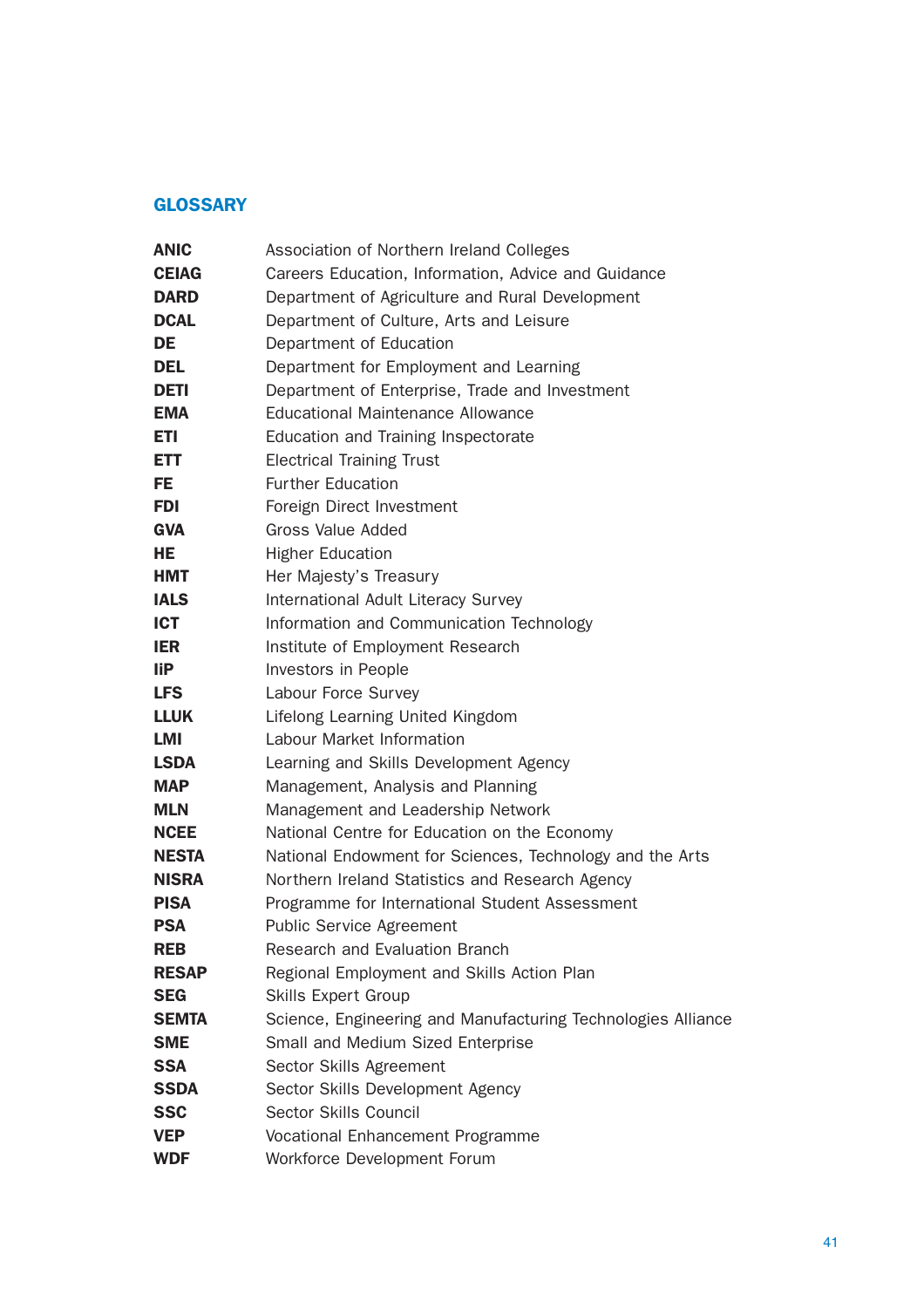## GLOSSARY

| | |
|---|---|
| **ANIC** | Association of Northern Ireland Colleges |
| **CEIAG** | Careers Education, Information, Advice and Guidance |
| **DARD** | Department of Agriculture and Rural Development |
| **DCAL** | Department of Culture, Arts and Leisure |
| **DE** | Department of Education |
| **DEL** | Department for Employment and Learning |
| **DETI** | Department of Enterprise, Trade and Investment |
| **EMA** | Educational Maintenance Allowance |
| **ETI** | Education and Training Inspectorate |
| **ETT** | Electrical Training Trust |
| **FE** | Further Education |
| **FDI** | Foreign Direct Investment |
| **GVA** | Gross Value Added |
| **HE** | Higher Education |
| **HMT** | Her Majesty's Treasury |
| **IALS** | International Adult Literacy Survey |
| **ICT** | Information and Communication Technology |
| **IER** | Institute of Employment Research |
| **IiP** | Investors in People |
| **LFS** | Labour Force Survey |
| **LLUK** | Lifelong Learning United Kingdom |
| **LMI** | Labour Market Information |
| **LSDA** | Learning and Skills Development Agency |
| **MAP** | Management, Analysis and Planning |
| **MLN** | Management and Leadership Network |
| **NCEE** | National Centre for Education on the Economy |
| **NESTA** | National Endowment for Sciences, Technology and the Arts |
| **NISRA** | Northern Ireland Statistics and Research Agency |
| **PISA** | Programme for International Student Assessment |
| **PSA** | Public Service Agreement |
| **REB** | Research and Evaluation Branch |
| **RESAP** | Regional Employment and Skills Action Plan |
| **SEG** | Skills Expert Group |
| **SEMTA** | Science, Engineering and Manufacturing Technologies Alliance |
| **SME** | Small and Medium Sized Enterprise |
| **SSA** | Sector Skills Agreement |
| **SSDA** | Sector Skills Development Agency |
| **SSC** | Sector Skills Council |
| **VEP** | Vocational Enhancement Programme |
| **WDF** | Workforce Development Forum |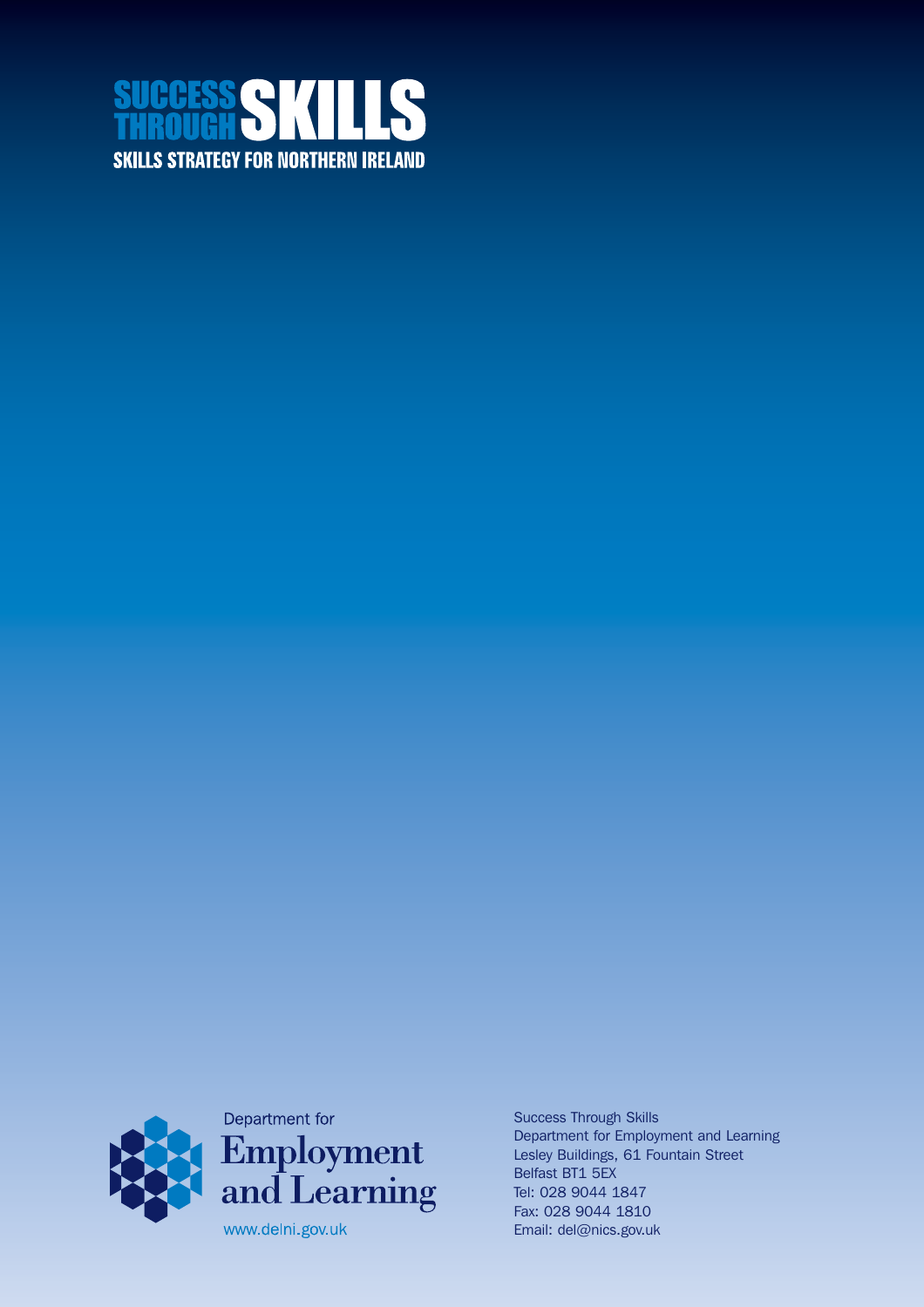SUCCESS THROUGH SKILLS

SKILLS STRATEGY FOR NORTHERN IRELAND

Department for Employment and Learning

www.delni.gov.uk

Success Through Skills
Department for Employment and Learning
Lesley Buildings, 61 Fountain Street
Belfast BT1 5EX
Tel: 028 9044 1847
Fax: 028 9044 1810
Email: del@nics.gov.uk